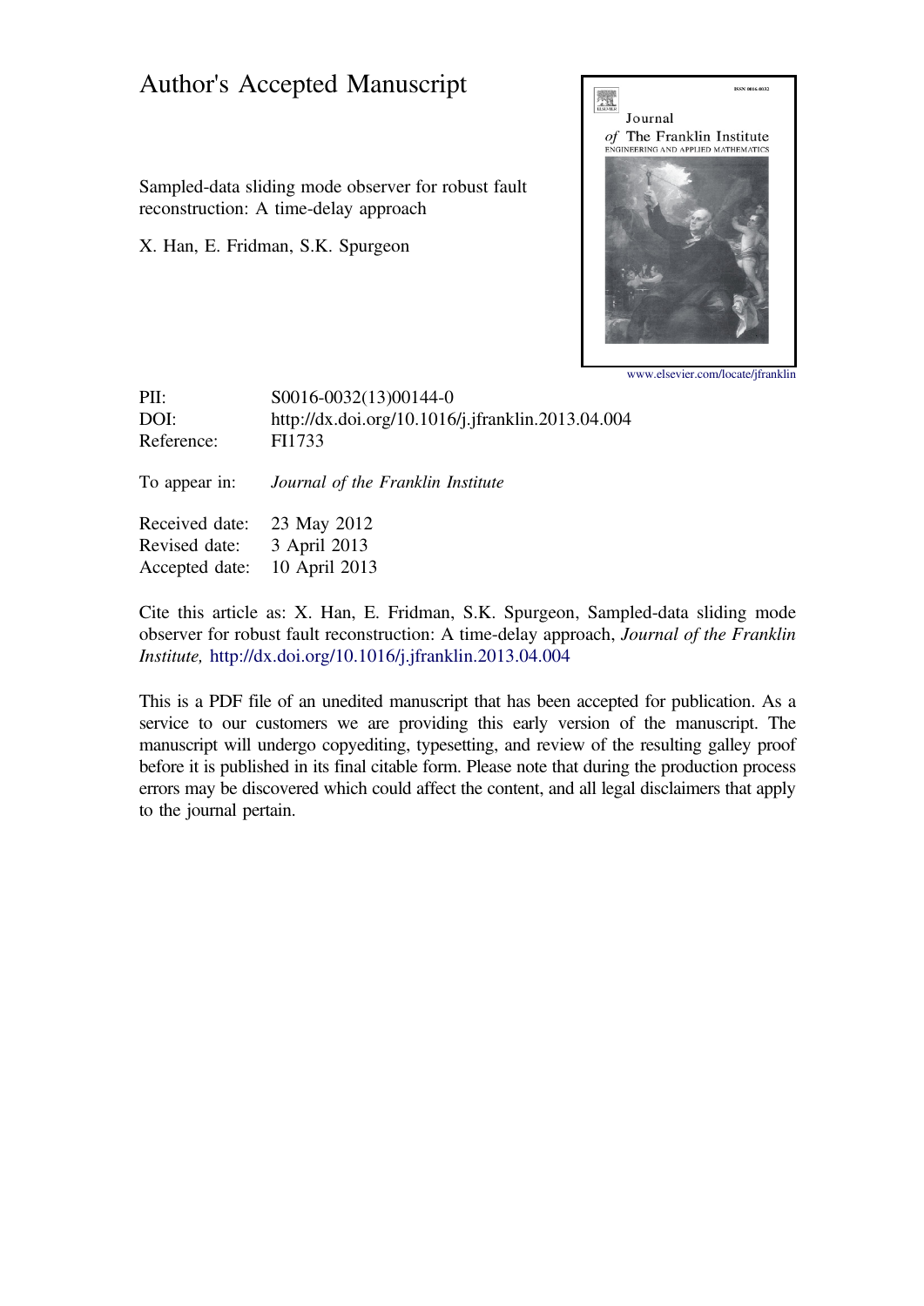# Author's Accepted Manuscript

Sampled-data sliding mode observer for robust fault reconstruction: A time-delay approach

X. Han, E. Fridman, S.K. Spurgeon

www.elsevier.com/locate/jfranklin

PII: S0016-0032(13)00144-0
DOI: http://dx.doi.org/10.1016/j.jfranklin.2013.04.004
Reference: FI1733

To appear in: *Journal of the Franklin Institute*

Received date: 23 May 2012
Revised date: 3 April 2013
Accepted date: 10 April 2013

Cite this article as: X. Han, E. Fridman, S.K. Spurgeon, Sampled-data sliding mode observer for robust fault reconstruction: A time-delay approach, *Journal of the Franklin Institute,* http://dx.doi.org/10.1016/j.jfranklin.2013.04.004

This is a PDF file of an unedited manuscript that has been accepted for publication. As a service to our customers we are providing this early version of the manuscript. The manuscript will undergo copyediting, typesetting, and review of the resulting galley proof before it is published in its final citable form. Please note that during the production process errors may be discovered which could affect the content, and all legal disclaimers that apply to the journal pertain.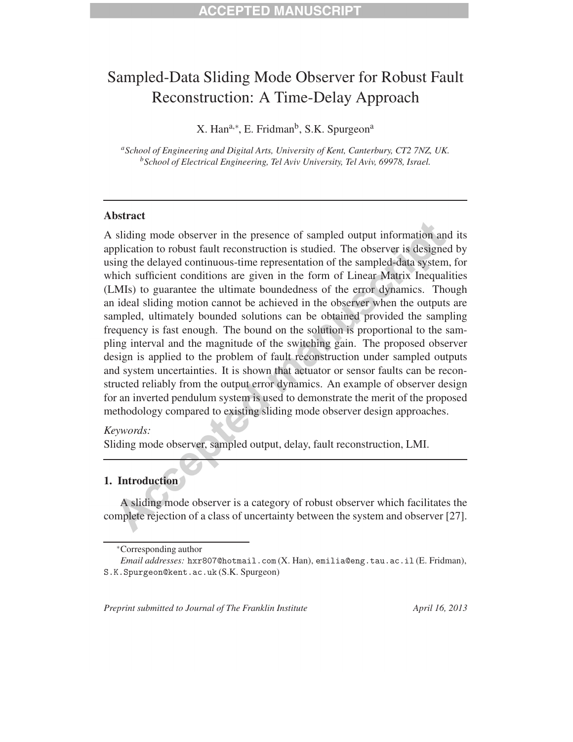# Sampled-Data Sliding Mode Observer for Robust Fault Reconstruction: A Time-Delay Approach

X. Han[a,*], E. Fridman[b], S.K. Spurgeon[a]

[a]*School of Engineering and Digital Arts, University of Kent, Canterbury, CT2 7NZ, UK.*
[b]*School of Electrical Engineering, Tel Aviv University, Tel Aviv, 69978, Israel.*

---

## Abstract

A sliding mode observer in the presence of sampled output information and its application to robust fault reconstruction is studied. The observer is designed by using the delayed continuous-time representation of the sampled-data system, for which sufficient conditions are given in the form of Linear Matrix Inequalities (LMIs) to guarantee the ultimate boundedness of the error dynamics. Though an ideal sliding motion cannot be achieved in the observer when the outputs are sampled, ultimately bounded solutions can be obtained provided the sampling frequency is fast enough. The bound on the solution is proportional to the sampling interval and the magnitude of the switching gain. The proposed observer design is applied to the problem of fault reconstruction under sampled outputs and system uncertainties. It is shown that actuator or sensor faults can be reconstructed reliably from the output error dynamics. An example of observer design for an inverted pendulum system is used to demonstrate the merit of the proposed methodology compared to existing sliding mode observer design approaches.

*Keywords:*
Sliding mode observer, sampled output, delay, fault reconstruction, LMI.

---

## 1. Introduction

A sliding mode observer is a category of robust observer which facilitates the complete rejection of a class of uncertainty between the system and observer [27].

---

*Corresponding author
*Email addresses:* hxr807@hotmail.com (X. Han), emilia@eng.tau.ac.il (E. Fridman), S.K.Spurgeon@kent.ac.uk (S.K. Spurgeon)

*Preprint submitted to Journal of The Franklin Institute* April 16, 2013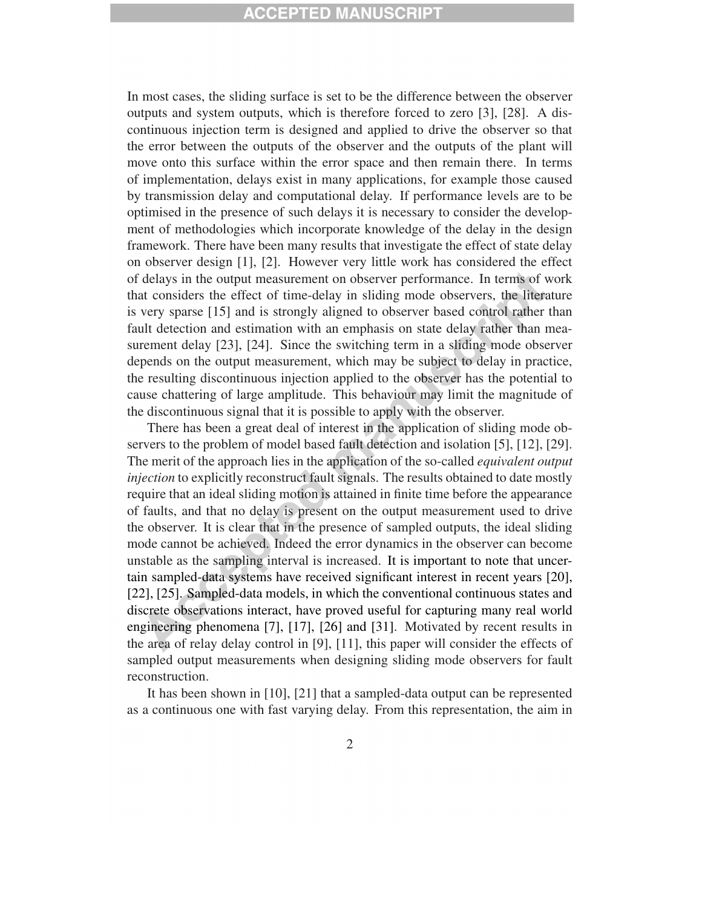In most cases, the sliding surface is set to be the difference between the observer outputs and system outputs, which is therefore forced to zero [3], [28]. A discontinuous injection term is designed and applied to drive the observer so that the error between the outputs of the observer and the outputs of the plant will move onto this surface within the error space and then remain there. In terms of implementation, delays exist in many applications, for example those caused by transmission delay and computational delay. If performance levels are to be optimised in the presence of such delays it is necessary to consider the development of methodologies which incorporate knowledge of the delay in the design framework. There have been many results that investigate the effect of state delay on observer design [1], [2]. However very little work has considered the effect of delays in the output measurement on observer performance. In terms of work that considers the effect of time-delay in sliding mode observers, the literature is very sparse [15] and is strongly aligned to observer based control rather than fault detection and estimation with an emphasis on state delay rather than measurement delay [23], [24]. Since the switching term in a sliding mode observer depends on the output measurement, which may be subject to delay in practice, the resulting discontinuous injection applied to the observer has the potential to cause chattering of large amplitude. This behaviour may limit the magnitude of the discontinuous signal that it is possible to apply with the observer.

There has been a great deal of interest in the application of sliding mode observers to the problem of model based fault detection and isolation [5], [12], [29]. The merit of the approach lies in the application of the so-called *equivalent output injection* to explicitly reconstruct fault signals. The results obtained to date mostly require that an ideal sliding motion is attained in finite time before the appearance of faults, and that no delay is present on the output measurement used to drive the observer. It is clear that in the presence of sampled outputs, the ideal sliding mode cannot be achieved. Indeed the error dynamics in the observer can become unstable as the sampling interval is increased. It is important to note that uncertain sampled-data systems have received significant interest in recent years [20], [22], [25]. Sampled-data models, in which the conventional continuous states and discrete observations interact, have proved useful for capturing many real world engineering phenomena [7], [17], [26] and [31]. Motivated by recent results in the area of relay delay control in [9], [11], this paper will consider the effects of sampled output measurements when designing sliding mode observers for fault reconstruction.

It has been shown in [10], [21] that a sampled-data output can be represented as a continuous one with fast varying delay. From this representation, the aim in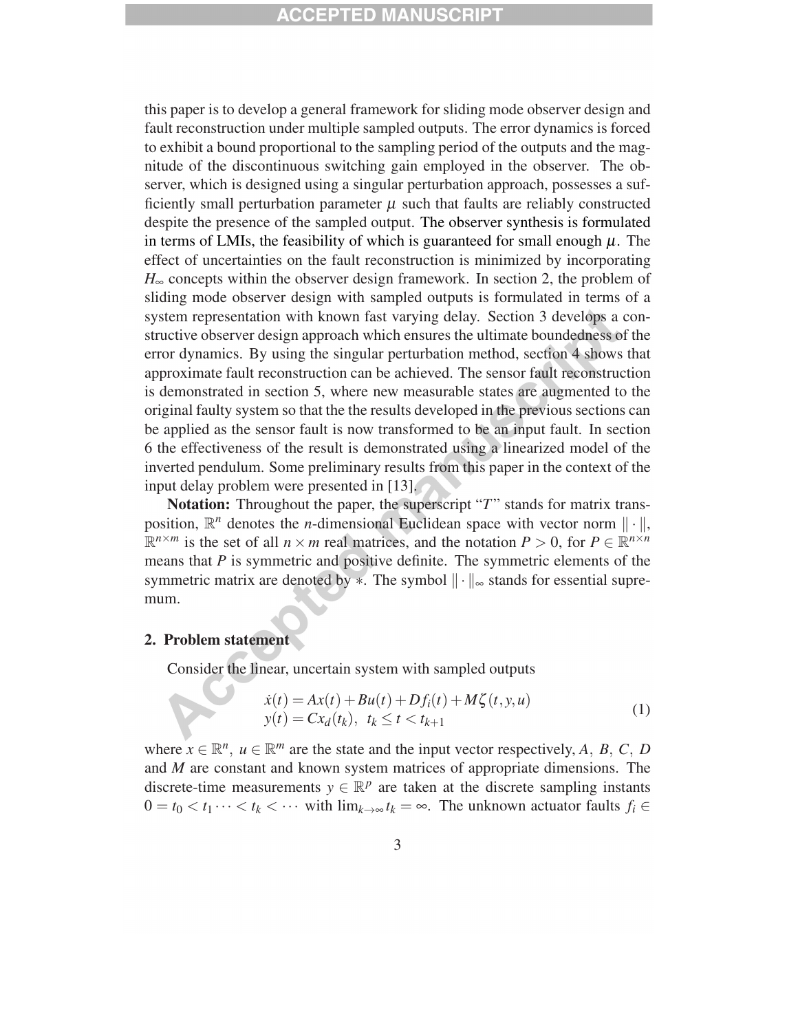this paper is to develop a general framework for sliding mode observer design and fault reconstruction under multiple sampled outputs. The error dynamics is forced to exhibit a bound proportional to the sampling period of the outputs and the magnitude of the discontinuous switching gain employed in the observer. The observer, which is designed using a singular perturbation approach, possesses a sufficiently small perturbation parameter $\mu$ such that faults are reliably constructed despite the presence of the sampled output. The observer synthesis is formulated in terms of LMIs, the feasibility of which is guaranteed for small enough $\mu$. The effect of uncertainties on the fault reconstruction is minimized by incorporating $H_\infty$ concepts within the observer design framework. In section 2, the problem of sliding mode observer design with sampled outputs is formulated in terms of a system representation with known fast varying delay. Section 3 develops a constructive observer design approach which ensures the ultimate boundedness of the error dynamics. By using the singular perturbation method, section 4 shows that approximate fault reconstruction can be achieved. The sensor fault reconstruction is demonstrated in section 5, where new measurable states are augmented to the original faulty system so that the the results developed in the previous sections can be applied as the sensor fault is now transformed to be an input fault. In section 6 the effectiveness of the result is demonstrated using a linearized model of the inverted pendulum. Some preliminary results from this paper in the context of the input delay problem were presented in [13].

**Notation:** Throughout the paper, the superscript "$T$" stands for matrix transposition, $\mathbb{R}^n$ denotes the $n$-dimensional Euclidean space with vector norm $\|\cdot\|$, $\mathbb{R}^{n\times m}$ is the set of all $n\times m$ real matrices, and the notation $P>0$, for $P\in\mathbb{R}^{n\times n}$ means that $P$ is symmetric and positive definite. The symmetric elements of the symmetric matrix are denoted by $*$. The symbol $\|\cdot\|_\infty$ stands for essential supremum.

## 2. Problem statement

Consider the linear, uncertain system with sampled outputs

$$
\begin{aligned}
\dot{x}(t) &= Ax(t) + Bu(t) + Df_i(t) + M\zeta(t,y,u) \\
y(t) &= Cx_d(t_k), \quad t_k \le t < t_{k+1}
\end{aligned}
\tag{1}
$$

where $x\in\mathbb{R}^n$, $u\in\mathbb{R}^m$ are the state and the input vector respectively, $A$, $B$, $C$, $D$ and $M$ are constant and known system matrices of appropriate dimensions. The discrete-time measurements $y\in\mathbb{R}^p$ are taken at the discrete sampling instants $0=t_0<t_1\cdots<t_k<\cdots$ with $\lim_{k\to\infty}t_k=\infty$. The unknown actuator faults $f_i\in$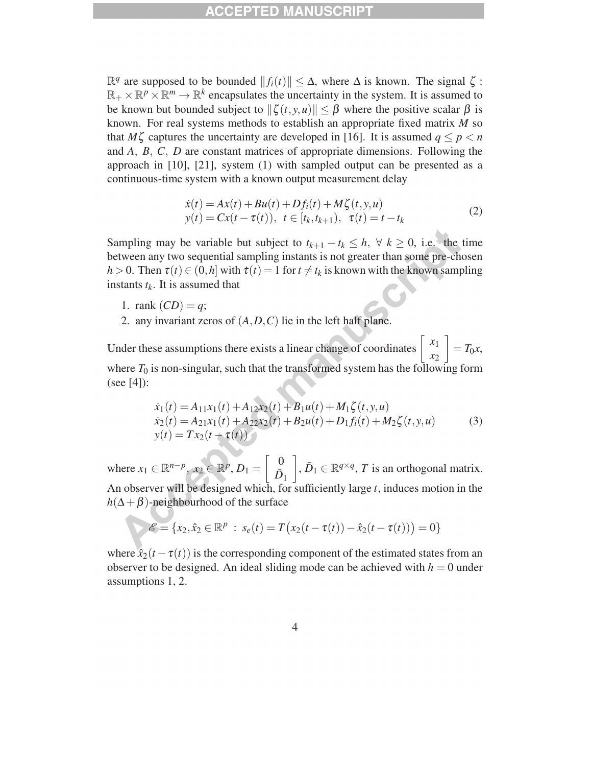$\mathbb{R}^q$ are supposed to be bounded $\|f_i(t)\| \leq \Delta$, where $\Delta$ is known. The signal $\zeta : \mathbb{R}_+ \times \mathbb{R}^p \times \mathbb{R}^m \to \mathbb{R}^k$ encapsulates the uncertainty in the system. It is assumed to be known but bounded subject to $\|\zeta(t,y,u)\| \leq \beta$ where the positive scalar $\beta$ is known. For real systems methods to establish an appropriate fixed matrix $M$ so that $M\zeta$ captures the uncertainty are developed in [16]. It is assumed $q \leq p < n$ and $A$, $B$, $C$, $D$ are constant matrices of appropriate dimensions. Following the approach in [10], [21], system (1) with sampled output can be presented as a continuous-time system with a known output measurement delay

$$
\begin{array}{l}
\dot{x}(t) = Ax(t) + Bu(t) + Df_i(t) + M\zeta(t,y,u) \\
y(t) = Cx(t - \tau(t)), \ \ t \in [t_k, t_{k+1}), \ \ \tau(t) = t - t_k
\end{array}
\tag{2}
$$

Sampling may be variable but subject to $t_{k+1} - t_k \leq h, \ \forall \ k \geq 0$, i.e. the time between any two sequential sampling instants is not greater than some pre-chosen $h > 0$. Then $\tau(t) \in (0, h]$ with $\dot{\tau}(t) = 1$ for $t \neq t_k$ is known with the known sampling instants $t_k$. It is assumed that

1. rank $(CD) = q$;
2. any invariant zeros of $(A, D, C)$ lie in the left half plane.

Under these assumptions there exists a linear change of coordinates $\begin{bmatrix} x_1 \\ x_2 \end{bmatrix} = T_0 x$, where $T_0$ is non-singular, such that the transformed system has the following form (see [4]):

$$
\begin{array}{l}
\dot{x}_1(t) = A_{11}x_1(t) + A_{12}x_2(t) + B_1 u(t) + M_1\zeta(t,y,u) \\
\dot{x}_2(t) = A_{21}x_1(t) + A_{22}x_2(t) + B_2 u(t) + D_1 f_i(t) + M_2\zeta(t,y,u) \\
y(t) = Tx_2(t - \tau(t))
\end{array}
\tag{3}
$$

where $x_1 \in \mathbb{R}^{n-p}$, $x_2 \in \mathbb{R}^p$, $D_1 = \begin{bmatrix} 0 \\ \bar{D}_1 \end{bmatrix}$, $\bar{D}_1 \in \mathbb{R}^{q \times q}$, $T$ is an orthogonal matrix. An observer will be designed which, for sufficiently large $t$, induces motion in the $h(\Delta + \beta)$-neighbourhood of the surface

$$
\mathscr{E} = \{x_2, \hat{x}_2 \in \mathbb{R}^p \ : \ s_e(t) = T\big(x_2(t - \tau(t)) - \hat{x}_2(t - \tau(t))\big) = 0\}
$$

where $\hat{x}_2(t - \tau(t))$ is the corresponding component of the estimated states from an observer to be designed. An ideal sliding mode can be achieved with $h = 0$ under assumptions 1, 2.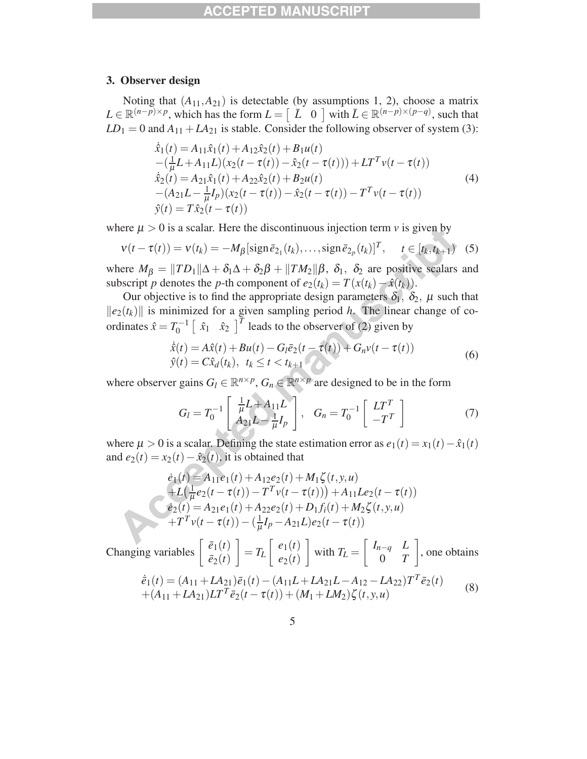## 3. Observer design

Noting that $(A_{11}, A_{21})$ is detectable (by assumptions 1, 2), choose a matrix $L \in \mathbb{R}^{(n-p)\times p}$, which has the form $L = \begin{bmatrix} \bar{L} & 0 \end{bmatrix}$ with $\bar{L} \in \mathbb{R}^{(n-p)\times(p-q)}$, such that $LD_1 = 0$ and $A_{11} + LA_{21}$ is stable. Consider the following observer of system (3):

$$
\begin{aligned}
&\dot{\hat{x}}_1(t) = A_{11}\hat{x}_1(t) + A_{12}\hat{x}_2(t) + B_1 u(t) \\
&-(\tfrac{1}{\mu}L + A_{11}L)(x_2(t-\tau(t)) - \hat{x}_2(t-\tau(t))) + LT^T v(t-\tau(t)) \\
&\dot{\hat{x}}_2(t) = A_{21}\hat{x}_1(t) + A_{22}\hat{x}_2(t) + B_2 u(t) \\
&-(A_{21}L - \tfrac{1}{\mu}I_p)(x_2(t-\tau(t)) - \hat{x}_2(t-\tau(t)) - T^T v(t-\tau(t)) \\
&\hat{y}(t) = T\hat{x}_2(t-\tau(t))
\end{aligned}
\tag{4}
$$

where $\mu > 0$ is a scalar. Here the discontinuous injection term $v$ is given by

$$
v(t-\tau(t)) = v(t_k) = -M_\beta[\operatorname{sign}\bar{e}_{2_1}(t_k), \ldots, \operatorname{sign}\bar{e}_{2_p}(t_k)]^T, \quad t \in [t_k, t_{k+1}) \tag{5}
$$

where $M_\beta = \|TD_1\|\Delta + \delta_1\Delta + \delta_2\beta + \|TM_2\|\beta$, $\delta_1$, $\delta_2$ are positive scalars and subscript $p$ denotes the $p$-th component of $e_2(t_k) = T(x(t_k) - \hat{x}(t_k))$.

Our objective is to find the appropriate design parameters $\delta_1$, $\delta_2$, $\mu$ such that $\|e_2(t_k)\|$ is minimized for a given sampling period $h$. The linear change of coordinates $\hat{x} = T_0^{-1}\begin{bmatrix} \hat{x}_1 & \hat{x}_2 \end{bmatrix}^T$ leads to the observer of (2) given by

$$
\begin{aligned}
&\dot{\hat{x}}(t) = A\hat{x}(t) + Bu(t) - G_l\bar{e}_2(t-\tau(t)) + G_n v(t-\tau(t)) \\
&\hat{y}(t) = C\hat{x}_d(t_k), \ \ t_k \le t < t_{k+1}
\end{aligned}
\tag{6}
$$

where observer gains $G_l \in \mathbb{R}^{n\times p}$, $G_n \in \mathbb{R}^{n\times p}$ are designed to be in the form

$$
G_l = T_0^{-1}\begin{bmatrix} \frac{1}{\mu}L + A_{11}L \\ A_{21}L - \frac{1}{\mu}I_p \end{bmatrix}, \quad G_n = T_0^{-1}\begin{bmatrix} LT^T \\ -T^T \end{bmatrix} \tag{7}
$$

where $\mu > 0$ is a scalar. Defining the state estimation error as $e_1(t) = x_1(t) - \hat{x}_1(t)$ and $e_2(t) = x_2(t) - \hat{x}_2(t)$, it is obtained that

$$
\begin{aligned}
&\dot{e}_1(t) = A_{11}e_1(t) + A_{12}e_2(t) + M_1\zeta(t,y,u) \\
&+L\big(\tfrac{1}{\mu}e_2(t-\tau(t)) - T^T v(t-\tau(t))\big) + A_{11}Le_2(t-\tau(t)) \\
&\dot{e}_2(t) = A_{21}e_1(t) + A_{22}e_2(t) + D_1 f_i(t) + M_2\zeta(t,y,u) \\
&+T^T v(t-\tau(t)) - (\tfrac{1}{\mu}I_p - A_{21}L)e_2(t-\tau(t))
\end{aligned}
$$

Changing variables $\begin{bmatrix} \bar{e}_1(t) \\ \bar{e}_2(t) \end{bmatrix} = T_L \begin{bmatrix} e_1(t) \\ e_2(t) \end{bmatrix}$ with $T_L = \begin{bmatrix} I_{n-q} & L \\ 0 & T \end{bmatrix}$, one obtains

$$
\begin{aligned}
&\dot{\bar{e}}_1(t) = (A_{11} + LA_{21})\bar{e}_1(t) - (A_{11}L + LA_{21}L - A_{12} - LA_{22})T^T\bar{e}_2(t) \\
&+(A_{11} + LA_{21})LT^T\bar{e}_2(t-\tau(t)) + (M_1 + LM_2)\zeta(t,y,u)
\end{aligned}
\tag{8}
$$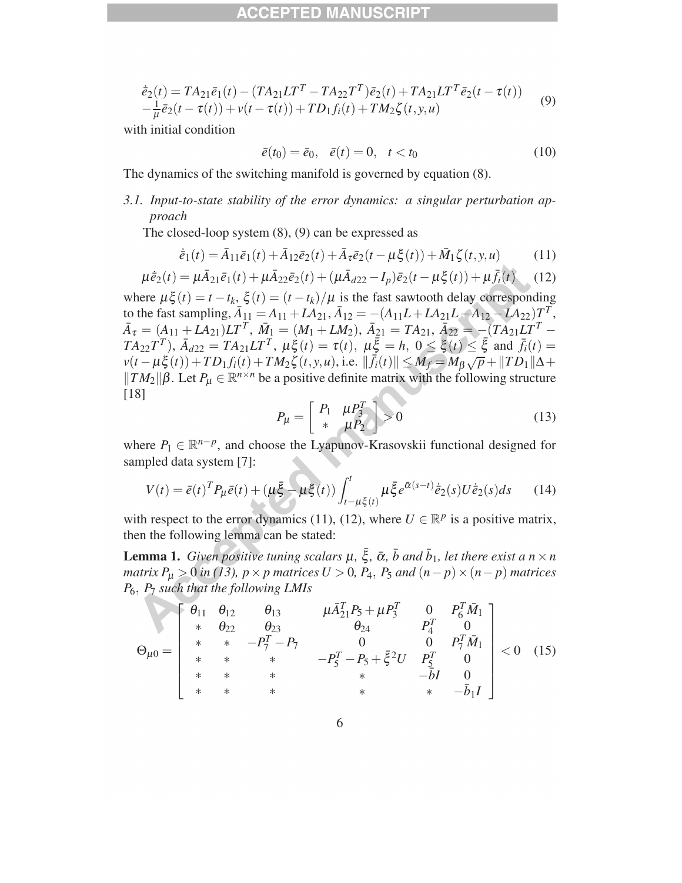$$
\begin{aligned}
\dot{\bar{e}}_2(t) &= TA_{21}\bar{e}_1(t) - (TA_{21}LT^T - TA_{22}T^T)\bar{e}_2(t) + TA_{21}LT^T\bar{e}_2(t-\tau(t)) \\
&\quad -\tfrac{1}{\mu}\bar{e}_2(t-\tau(t)) + v(t-\tau(t)) + TD_1 f_i(t) + TM_2\zeta(t,y,u)
\end{aligned}
\tag{9}
$$

with initial condition

$$
\bar{e}(t_0) = \bar{e}_0, \quad \bar{e}(t) = 0, \quad t < t_0 \tag{10}
$$

The dynamics of the switching manifold is governed by equation (8).

### 3.1. Input-to-state stability of the error dynamics: a singular perturbation approach

The closed-loop system (8), (9) can be expressed as

$$
\dot{\bar{e}}_1(t) = \bar{A}_{11}\bar{e}_1(t) + \bar{A}_{12}\bar{e}_2(t) + \bar{A}_\tau\bar{e}_2(t-\mu\xi(t)) + \bar{M}_1\zeta(t,y,u) \tag{11}
$$

$$
\mu\dot{\bar{e}}_2(t) = \mu\bar{A}_{21}\bar{e}_1(t) + \mu\bar{A}_{22}\bar{e}_2(t) + (\mu\bar{A}_{d22} - I_p)\bar{e}_2(t-\mu\xi(t)) + \mu\bar{f}_i(t) \tag{12}
$$

where $\mu\xi(t) = t - t_k$, $\xi(t) = (t-t_k)/\mu$ is the fast sawtooth delay corresponding to the fast sampling, $\bar{A}_{11} = A_{11} + LA_{21}$, $\bar{A}_{12} = -(A_{11}L + LA_{21}L - A_{12} - LA_{22})T^T$, $\bar{A}_\tau = (A_{11} + LA_{21})LT^T$, $\bar{M}_1 = (M_1 + LM_2)$, $\bar{A}_{21} = TA_{21}$, $\bar{A}_{22} = -(TA_{21}LT^T - TA_{22}T^T)$, $\bar{A}_{d22} = TA_{21}LT^T$, $\mu\xi(t) = \tau(t)$, $\mu\bar{\xi} = h$, $0 \le \xi(t) \le \bar{\xi}$ and $\bar{f}_i(t) = v(t-\mu\xi(t)) + TD_1 f_i(t) + TM_2\zeta(t,y,u)$, i.e. $\|\bar{f}_i(t)\| \le M_f = M_\beta\sqrt{p} + \|TD_1\|\Delta + \|TM_2\|\beta$. Let $P_\mu \in \mathbb{R}^{n\times n}$ be a positive definite matrix with the following structure [18]

$$
P_\mu = \begin{bmatrix} P_1 & \mu P_3^T \\ * & \mu P_2 \end{bmatrix} > 0 \tag{13}
$$

where $P_1 \in \mathbb{R}^{n-p}$, and choose the Lyapunov-Krasovskii functional designed for sampled data system [7]:

$$
V(t) = \bar{e}(t)^T P_\mu \bar{e}(t) + (\mu\bar{\xi} - \mu\xi(t))\int_{t-\mu\xi(t)}^{t} \mu\bar{\xi} e^{\bar{\alpha}(s-t)}\dot{\bar{e}}_2(s)U\dot{\bar{e}}_2(s)ds \tag{14}
$$

with respect to the error dynamics (11), (12), where $U \in \mathbb{R}^p$ is a positive matrix, then the following lemma can be stated:

**Lemma 1.** *Given positive tuning scalars $\mu$, $\bar{\xi}$, $\bar{\alpha}$, $\bar{b}$ and $\bar{b}_1$, let there exist a $n\times n$ matrix $P_\mu > 0$ in (13), $p\times p$ matrices $U > 0$, $P_4$, $P_5$ and $(n-p)\times(n-p)$ matrices $P_6$, $P_7$ such that the following LMIs*

$$
\Theta_{\mu 0} = \begin{bmatrix}
\theta_{11} & \theta_{12} & \theta_{13} & \mu\bar{A}_{21}^T P_5 + \mu P_3^T & 0 & P_6^T\bar{M}_1 \\
* & \theta_{22} & \theta_{23} & \theta_{24} & P_4^T & 0 \\
* & * & -P_7^T - P_7 & 0 & 0 & P_7^T\bar{M}_1 \\
* & * & * & -P_5^T - P_5 + \bar{\xi}^2 U & P_5^T & 0 \\
* & * & * & * & -\bar{b}I & 0 \\
* & * & * & * & * & -\bar{b}_1 I
\end{bmatrix} < 0 \tag{15}
$$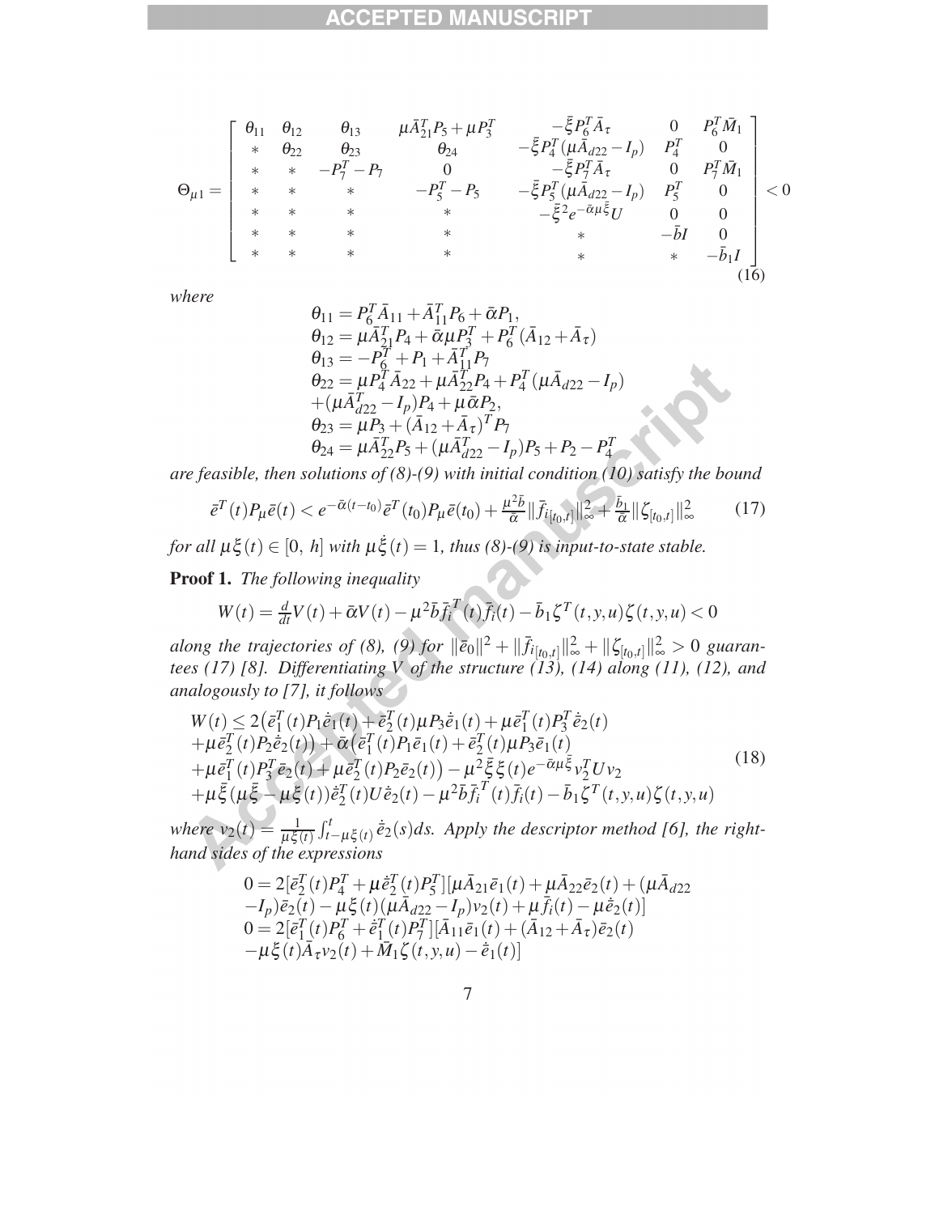$$
\Theta_{\mu 1}=\begin{bmatrix}
\theta_{11} & \theta_{12} & \theta_{13} & \mu\bar{A}_{21}^T P_5+\mu P_3^T & -\bar{\xi}P_6^T\bar{A}_\tau & 0 & P_6^T\bar{M}_1\\
* & \theta_{22} & \theta_{23} & \theta_{24} & -\bar{\xi}P_4^T(\mu\bar{A}_{d22}-I_p) & P_4^T & 0\\
* & * & -P_7^T-P_7 & 0 & -\bar{\xi}P_7^T\bar{A}_\tau & 0 & P_7^T\bar{M}_1\\
* & * & * & -P_5^T-P_5 & -\bar{\xi}P_5^T(\mu\bar{A}_{d22}-I_p) & P_5^T & 0\\
* & * & * & * & -\bar{\xi}^2 e^{-\bar{\alpha}\mu\bar{\xi}}U & 0 & 0\\
* & * & * & * & * & -\bar{b}I & 0\\
* & * & * & * & * & * & -\bar{b}_1 I
\end{bmatrix}<0 \tag{16}
$$

*where*

$$
\begin{aligned}
\theta_{11} &= P_6^T\bar{A}_{11}+\bar{A}_{11}^T P_6+\bar{\alpha}P_1,\\
\theta_{12} &= \mu\bar{A}_{21}^T P_4+\bar{\alpha}\mu P_3^T+P_6^T(\bar{A}_{12}+\bar{A}_\tau)\\
\theta_{13} &= -P_6^T+P_1+\bar{A}_{11}^T P_7\\
\theta_{22} &= \mu P_4^T\bar{A}_{22}+\mu\bar{A}_{22}^T P_4+P_4^T(\mu\bar{A}_{d22}-I_p)\\
&\quad+(\mu\bar{A}_{d22}^T-I_p)P_4+\mu\bar{\alpha}P_2,\\
\theta_{23} &= \mu P_3+(\bar{A}_{12}+\bar{A}_\tau)^T P_7\\
\theta_{24} &= \mu\bar{A}_{22}^T P_5+(\mu\bar{A}_{d22}^T-I_p)P_5+P_2-P_4^T
\end{aligned}
$$

*are feasible, then solutions of (8)-(9) with initial condition (10) satisfy the bound*

$$
\bar{e}^T(t)P_\mu\bar{e}(t)<e^{-\bar{\alpha}(t-t_0)}\bar{e}^T(t_0)P_\mu\bar{e}(t_0)+\frac{\mu^2\bar{b}}{\bar{\alpha}}\|\bar{f}_{i[t_0,t]}\|_\infty^2+\frac{\bar{b}_1}{\bar{\alpha}}\|\zeta_{[t_0,t]}\|_\infty^2 \tag{17}
$$

*for all $\mu\xi(t)\in[0,\ h]$ with $\mu\dot{\xi}(t)=1$, thus (8)-(9) is input-to-state stable.*

**Proof 1.** *The following inequality*

$$
W(t)=\tfrac{d}{dt}V(t)+\bar{\alpha}V(t)-\mu^2\bar{b}\bar{f}_i^T(t)\bar{f}_i(t)-\bar{b}_1\zeta^T(t,y,u)\zeta(t,y,u)<0
$$

*along the trajectories of (8), (9) for $\|\bar{e}_0\|^2+\|\bar{f}_{i[t_0,t]}\|_\infty^2+\|\zeta_{[t_0,t]}\|_\infty^2>0$ guarantees (17) [8]. Differentiating $V$ of the structure (13), (14) along (11), (12), and analogously to [7], it follows*

$$
\begin{aligned}
W(t) &\le 2\big(\bar{e}_1^T(t)P_1\dot{\bar{e}}_1(t)+\bar{e}_2^T(t)\mu P_3\dot{\bar{e}}_1(t)+\mu\bar{e}_1^T(t)P_3^T\dot{\bar{e}}_2(t)\\
&+\mu\bar{e}_2^T(t)P_2\dot{\bar{e}}_2(t)\big)+\bar{\alpha}\big(\bar{e}_1^T(t)P_1\bar{e}_1(t)+\bar{e}_2^T(t)\mu P_3\bar{e}_1(t)\\
&+\mu\bar{e}_1^T(t)P_3^T\bar{e}_2(t)+\mu\bar{e}_2^T(t)P_2\bar{e}_2(t)\big)-\mu^2\bar{\xi}\xi(t)e^{-\bar{\alpha}\mu\bar{\xi}}v_2^T U v_2\\
&+\mu\bar{\xi}(\mu\bar{\xi}-\mu\xi(t))\dot{\bar{e}}_2^T(t)U\dot{\bar{e}}_2(t)-\mu^2\bar{b}\bar{f}_i^T(t)\bar{f}_i(t)-\bar{b}_1\zeta^T(t,y,u)\zeta(t,y,u)
\end{aligned} \tag{18}
$$

*where $v_2(t)=\frac{1}{\mu\xi(t)}\int_{t-\mu\xi(t)}^{t}\dot{\bar{e}}_2(s)ds$. Apply the descriptor method [6], the right-hand sides of the expressions*

$$
\begin{aligned}
0 &= 2[\bar{e}_2^T(t)P_4^T+\mu\dot{\bar{e}}_2^T(t)P_5^T][\mu\bar{A}_{21}\bar{e}_1(t)+\mu\bar{A}_{22}\bar{e}_2(t)+(\mu\bar{A}_{d22}\\
&-I_p)\bar{e}_2(t)-\mu\xi(t)(\mu\bar{A}_{d22}-I_p)v_2(t)+\mu\bar{f}_i(t)-\mu\dot{\bar{e}}_2(t)]\\
0 &= 2[\bar{e}_1^T(t)P_6^T+\dot{\bar{e}}_1^T(t)P_7^T][\bar{A}_{11}\bar{e}_1(t)+(\bar{A}_{12}+\bar{A}_\tau)\bar{e}_2(t)\\
&-\mu\xi(t)\bar{A}_\tau v_2(t)+\bar{M}_1\zeta(t,y,u)-\dot{\bar{e}}_1(t)]
\end{aligned}
$$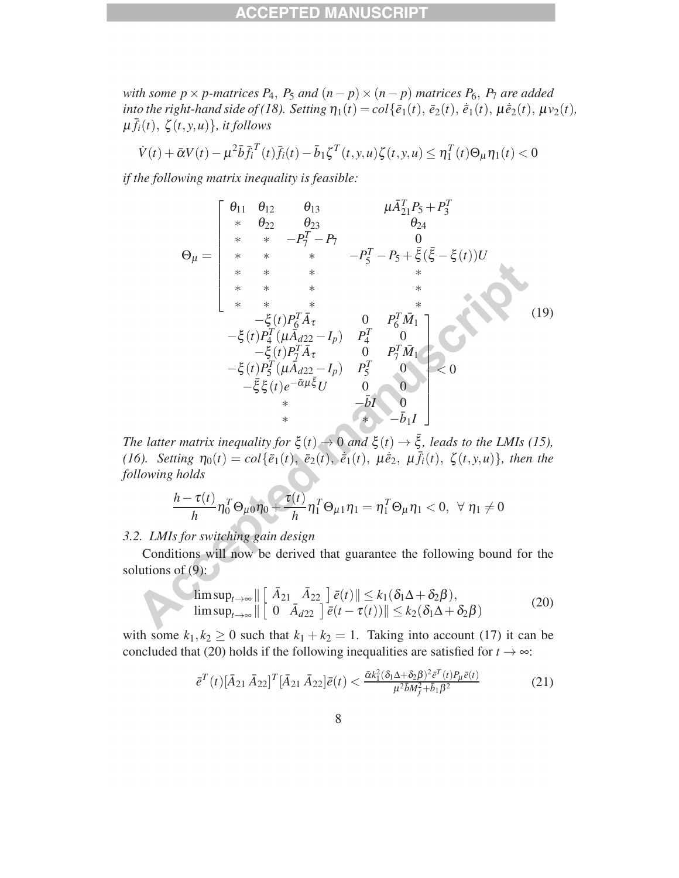*with some $p \times p$-matrices $P_4$, $P_5$ and $(n-p)\times(n-p)$ matrices $P_6$, $P_7$ are added into the right-hand side of (18). Setting $\eta_1(t) = col\{\bar{e}_1(t),\ \bar{e}_2(t),\ \dot{\bar{e}}_1(t),\ \mu\dot{\bar{e}}_2(t),\ \mu v_2(t),\ \mu\bar{f}_i(t),\ \zeta(t,y,u)\}$, it follows*

$$\dot{V}(t) + \bar{\alpha}V(t) - \mu^2\bar{b}\bar{f}_i^{\,T}(t)\bar{f}_i(t) - \bar{b}_1\zeta^T(t,y,u)\zeta(t,y,u) \leq \eta_1^T(t)\Theta_\mu\eta_1(t) < 0$$

*if the following matrix inequality is feasible:*

$$\Theta_\mu = \begin{bmatrix} \theta_{11} & \theta_{12} & \theta_{13} & \mu\bar{A}_{21}^T P_5 + P_3^T & -\xi(t)P_6^T\bar{A}_\tau & 0 & P_6^T\bar{M}_1 \\ * & \theta_{22} & \theta_{23} & \theta_{24} & -\xi(t)P_4^T(\mu\bar{A}_{d22} - I_p) & P_4^T & 0 \\ * & * & -P_7^T - P_7 & 0 & -\xi(t)P_7^T\bar{A}_\tau & 0 & P_7^T\bar{M}_1 \\ * & * & * & -P_5^T - P_5 + \bar{\xi}(\bar{\xi} - \xi(t))U & -\xi(t)P_5^T(\mu\bar{A}_{d22} - I_p) & P_5^T & 0 \\ * & * & * & * & -\bar{\xi}\xi(t)e^{-\bar{\alpha}\mu\bar{\xi}}U & 0 & 0 \\ * & * & * & * & * & -\bar{b}I & 0 \\ * & * & * & * & * & * & -\bar{b}_1 I \end{bmatrix} < 0 \tag{19}$$

*The latter matrix inequality for $\xi(t) \to 0$ and $\xi(t) \to \bar{\xi}$, leads to the LMIs (15), (16). Setting $\eta_0(t) = col\{\bar{e}_1(t),\ \bar{e}_2(t),\ \dot{\bar{e}}_1(t),\ \mu\dot{\bar{e}}_2,\ \mu\bar{f}_i(t),\ \zeta(t,y,u)\}$, then the following holds*

$$\frac{h-\tau(t)}{h}\eta_0^T\Theta_{\mu 0}\eta_0 + \frac{\tau(t)}{h}\eta_1^T\Theta_{\mu 1}\eta_1 = \eta_1^T\Theta_\mu\eta_1 < 0,\ \ \forall\ \eta_1 \neq 0$$

### *3.2. LMIs for switching gain design*

Conditions will now be derived that guarantee the following bound for the solutions of (9):

$$\begin{array}{l} \limsup_{t\to\infty} \| \begin{bmatrix} \bar{A}_{21} & \bar{A}_{22} \end{bmatrix} \bar{e}(t) \| \leq k_1(\delta_1\Delta + \delta_2\beta), \\ \limsup_{t\to\infty} \| \begin{bmatrix} 0 & \bar{A}_{d22} \end{bmatrix} \bar{e}(t-\tau(t)) \| \leq k_2(\delta_1\Delta + \delta_2\beta) \end{array} \tag{20}$$

with some $k_1, k_2 \geq 0$ such that $k_1 + k_2 = 1$. Taking into account (17) it can be concluded that (20) holds if the following inequalities are satisfied for $t \to \infty$:

$$\bar{e}^T(t)[\bar{A}_{21}\ \bar{A}_{22}]^T[\bar{A}_{21}\ \bar{A}_{22}]\bar{e}(t) < \frac{\bar{\alpha}k_1^2(\delta_1\Delta + \delta_2\beta)^2\bar{e}^T(t)P_\mu\bar{e}(t)}{\mu^2\bar{b}M_f^2 + \bar{b}_1\beta^2} \tag{21}$$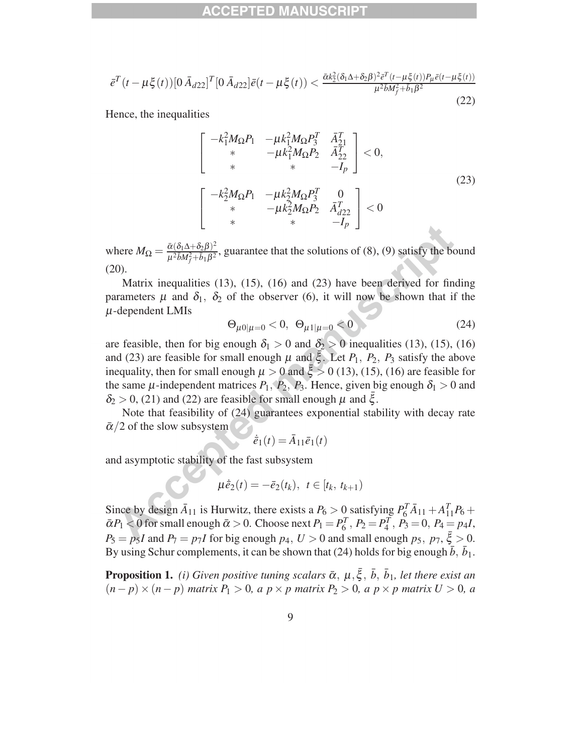$$\bar{e}^T(t-\mu\xi(t))[0\;\bar{A}_{d22}]^T[0\;\bar{A}_{d22}]\bar{e}(t-\mu\xi(t)) < \frac{\bar{\alpha}k_2^2(\delta_1\Delta+\delta_2\beta)^2\bar{e}^T(t-\mu\xi(t))P_\mu\bar{e}(t-\mu\xi(t))}{\mu^2\bar{b}M_f^2+\bar{b}_1\beta^2} \tag{22}$$

Hence, the inequalities

$$\begin{bmatrix} -k_1^2M_\Omega P_1 & -\mu k_1^2M_\Omega P_3^T & \bar{A}_{21}^T \\ * & -\mu k_1^2M_\Omega P_2 & \bar{A}_{22}^T \\ * & * & -I_p \end{bmatrix} < 0,$$

$$\begin{bmatrix} -k_2^2M_\Omega P_1 & -\mu k_2^2M_\Omega P_3^T & 0 \\ * & -\mu k_2^2M_\Omega P_2 & \bar{A}_{d22}^T \\ * & * & -I_p \end{bmatrix} < 0 \tag{23}$$

where $M_\Omega = \frac{\bar{\alpha}(\delta_1\Delta+\delta_2\beta)^2}{\mu^2\bar{b}M_f^2+\bar{b}_1\beta^2}$, guarantee that the solutions of (8), (9) satisfy the bound (20).

Matrix inequalities (13), (15), (16) and (23) have been derived for finding parameters $\mu$ and $\delta_1$, $\delta_2$ of the observer (6), it will now be shown that if the $\mu$-dependent LMIs

$$\Theta_{\mu 0|\mu=0} < 0, \;\; \Theta_{\mu 1|\mu=0} < 0 \tag{24}$$

are feasible, then for big enough $\delta_1 > 0$ and $\delta_2 > 0$ inequalities (13), (15), (16) and (23) are feasible for small enough $\mu$ and $\bar{\xi}$. Let $P_1$, $P_2$, $P_3$ satisfy the above inequality, then for small enough $\mu > 0$ and $\bar{\xi} > 0$ (13), (15), (16) are feasible for the same $\mu$-independent matrices $P_1$, $P_2$, $P_3$. Hence, given big enough $\delta_1 > 0$ and $\delta_2 > 0$, (21) and (22) are feasible for small enough $\mu$ and $\bar{\xi}$.

Note that feasibility of (24) guarantees exponential stability with decay rate $\bar{\alpha}/2$ of the slow subsystem

$$\dot{\bar{e}}_1(t) = \bar{A}_{11}\bar{e}_1(t)$$

and asymptotic stability of the fast subsystem

$$\mu\dot{\bar{e}}_2(t) = -\bar{e}_2(t_k), \;\; t \in [t_k, \, t_{k+1})$$

Since by design $\bar{A}_{11}$ is Hurwitz, there exists a $P_6 > 0$ satisfying $P_6^T\bar{A}_{11} + A_{11}^TP_6 + \bar{\alpha}P_1 < 0$ for small enough $\bar{\alpha} > 0$. Choose next $P_1 = P_6^T$, $P_2 = P_4^T$, $P_3 = 0$, $P_4 = p_4I$, $P_5 = p_5I$ and $P_7 = p_7I$ for big enough $p_4$, $U > 0$ and small enough $p_5$, $p_7$, $\bar{\xi} > 0$. By using Schur complements, it can be shown that (24) holds for big enough $\bar{b}$, $\bar{b}_1$.

**Proposition 1.** *(i) Given positive tuning scalars $\bar{\alpha}$, $\mu, \bar{\xi}$, $\bar{b}$, $\bar{b}_1$, let there exist an $(n-p)\times(n-p)$ matrix $P_1 > 0$, a $p\times p$ matrix $P_2 > 0$, a $p\times p$ matrix $U > 0$, a*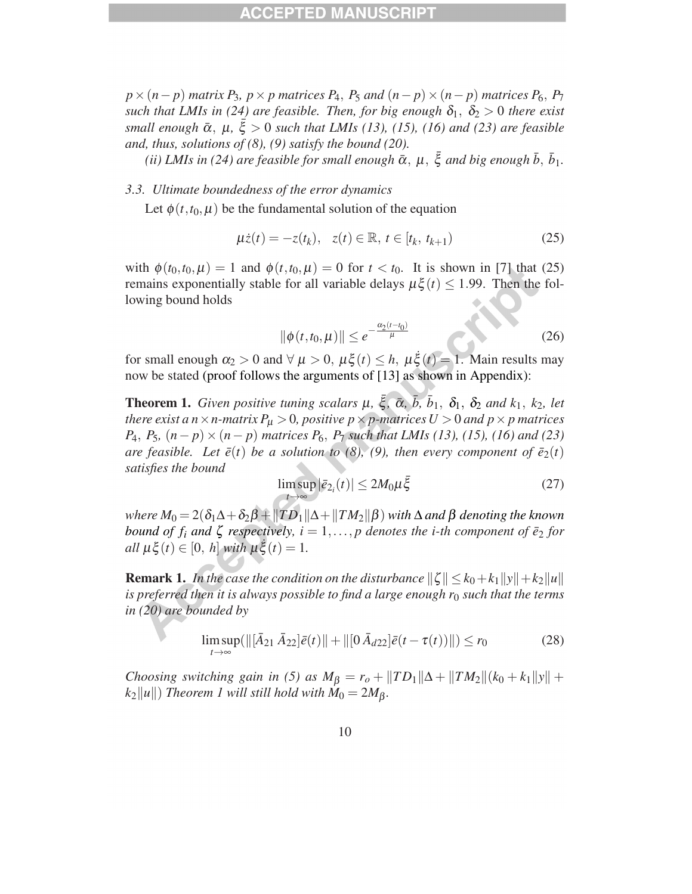$p \times (n-p)$ *matrix* $P_3$, $p \times p$ *matrices* $P_4$, $P_5$ *and* $(n-p) \times (n-p)$ *matrices* $P_6$, $P_7$ *such that LMIs in (24) are feasible. Then, for big enough* $\delta_1$, $\delta_2 > 0$ *there exist small enough* $\bar{\alpha}$, $\mu$, $\bar{\xi} > 0$ *such that LMIs (13), (15), (16) and (23) are feasible and, thus, solutions of (8), (9) satisfy the bound (20).*

*(ii) LMIs in (24) are feasible for small enough* $\bar{\alpha}$, $\mu$, $\bar{\xi}$ *and big enough* $\bar{b}$, $\bar{b}_1$.

### 3.3. Ultimate boundedness of the error dynamics

Let $\phi(t, t_0, \mu)$ be the fundamental solution of the equation

$$\mu \dot{z}(t) = -z(t_k), \quad z(t) \in \mathbb{R}, \; t \in [t_k, \; t_{k+1}) \tag{25}$$

with $\phi(t_0, t_0, \mu) = 1$ and $\phi(t, t_0, \mu) = 0$ for $t < t_0$. It is shown in [7] that (25) remains exponentially stable for all variable delays $\mu \xi(t) \leq 1.99$. Then the following bound holds

$$\|\phi(t, t_0, \mu)\| \leq e^{-\frac{\alpha_2(t-t_0)}{\mu}} \tag{26}$$

for small enough $\alpha_2 > 0$ and $\forall \; \mu > 0, \; \mu \xi(t) \leq h, \; \mu \dot{\xi}(t) = 1$. Main results may now be stated (proof follows the arguments of [13] as shown in Appendix):

**Theorem 1.** *Given positive tuning scalars* $\mu$, $\bar{\xi}$, $\bar{\alpha}$, $\bar{b}$, $\bar{b}_1$, $\delta_1$, $\delta_2$ *and* $k_1$, $k_2$, *let there exist a* $n \times n$*-matrix* $P_\mu > 0$, *positive* $p \times p$*-matrices* $U > 0$ *and* $p \times p$ *matrices* $P_4$, $P_5$, $(n-p) \times (n-p)$ *matrices* $P_6$, $P_7$ *such that LMIs (13), (15), (16) and (23) are feasible. Let* $\bar{e}(t)$ *be a solution to (8), (9), then every component of* $\bar{e}_2(t)$ *satisfies the bound*

$$\limsup_{t \to \infty} |\bar{e}_{2_i}(t)| \leq 2M_0 \mu \bar{\xi} \tag{27}$$

*where* $M_0 = 2(\delta_1 \Delta + \delta_2 \beta + \|TD_1\| \Delta + \|TM_2\| \beta)$ *with* $\Delta$ *and* $\beta$ *denoting the known bound of* $f_i$ *and* $\zeta$ *respectively,* $i = 1, \ldots, p$ *denotes the i-th component of* $\bar{e}_2$ *for all* $\mu \xi(t) \in [0, \; h]$ *with* $\mu \dot{\xi}(t) = 1$.

**Remark 1.** *In the case the condition on the disturbance* $\|\zeta\| \leq k_0 + k_1 \|y\| + k_2 \|u\|$ *is preferred then it is always possible to find a large enough* $r_0$ *such that the terms in (20) are bounded by*

$$\limsup_{t \to \infty} (\|[\bar{A}_{21} \; \bar{A}_{22}] \bar{e}(t)\| + \|[0 \; \bar{A}_{d22}] \bar{e}(t - \tau(t))\|) \leq r_0 \tag{28}$$

*Choosing switching gain in (5) as* $M_\beta = r_o + \|TD_1\| \Delta + \|TM_2\| (k_0 + k_1 \|y\| + k_2 \|u\|)$ *Theorem 1 will still hold with* $M_0 = 2M_\beta$.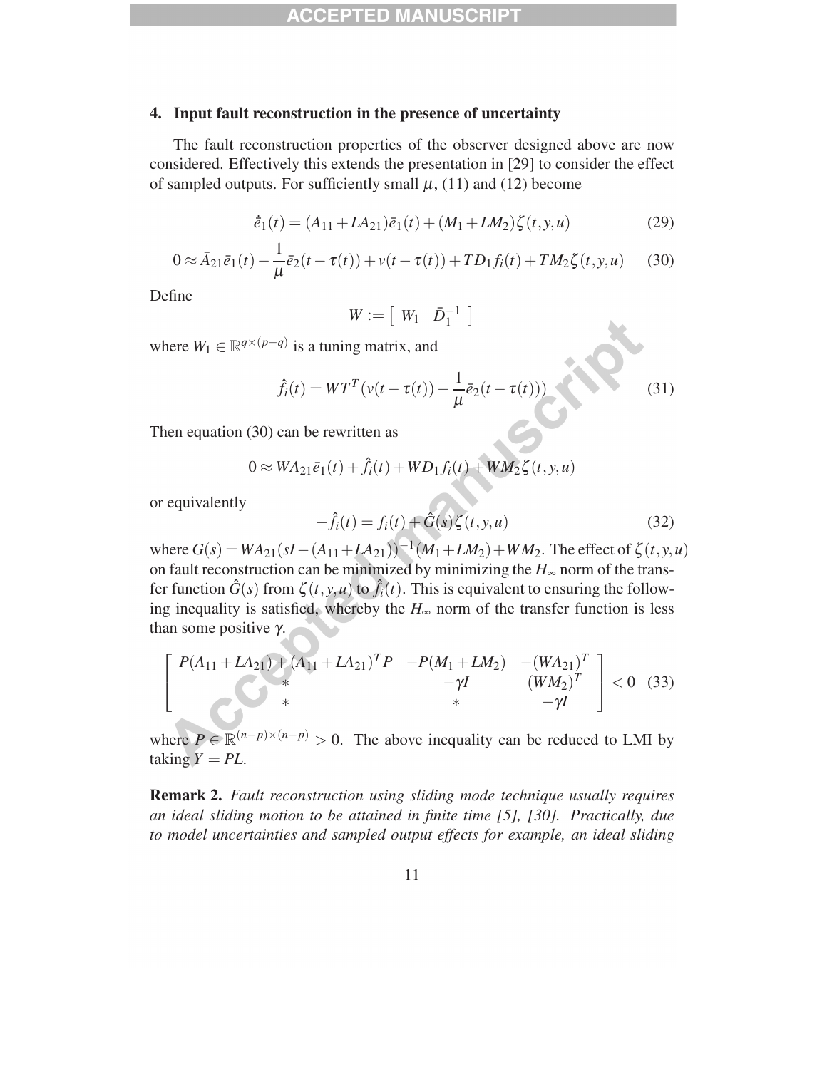## 4. Input fault reconstruction in the presence of uncertainty

The fault reconstruction properties of the observer designed above are now considered. Effectively this extends the presentation in [29] to consider the effect of sampled outputs. For sufficiently small $\mu$, (11) and (12) become

$$\dot{\bar{e}}_1(t) = (A_{11} + LA_{21})\bar{e}_1(t) + (M_1 + LM_2)\zeta(t, y, u) \tag{29}$$

$$0 \approx \bar{A}_{21}\bar{e}_1(t) - \frac{1}{\mu}\bar{e}_2(t - \tau(t)) + v(t - \tau(t)) + TD_1 f_i(t) + TM_2\zeta(t, y, u) \tag{30}$$

Define

$$W := \begin{bmatrix} W_1 & \bar{D}_1^{-1} \end{bmatrix}$$

where $W_1 \in \mathbb{R}^{q\times(p-q)}$ is a tuning matrix, and

$$\hat{f}_i(t) = WT^T(v(t - \tau(t)) - \frac{1}{\mu}\bar{e}_2(t - \tau(t))) \tag{31}$$

Then equation (30) can be rewritten as

$$0 \approx WA_{21}\bar{e}_1(t) + \hat{f}_i(t) + WD_1 f_i(t) + WM_2\zeta(t, y, u)$$

or equivalently

$$-\hat{f}_i(t) = f_i(t) + \hat{G}(s)\zeta(t, y, u) \tag{32}$$

where $G(s) = WA_{21}(sI - (A_{11} + LA_{21}))^{-1}(M_1 + LM_2) + WM_2$. The effect of $\zeta(t, y, u)$ on fault reconstruction can be minimized by minimizing the $H_\infty$ norm of the transfer function $\hat{G}(s)$ from $\zeta(t, y, u)$ to $\hat{f}_i(t)$. This is equivalent to ensuring the following inequality is satisfied, whereby the $H_\infty$ norm of the transfer function is less than some positive $\gamma$.

$$\begin{bmatrix} P(A_{11} + LA_{21}) + (A_{11} + LA_{21})^T P & -P(M_1 + LM_2) & -(WA_{21})^T \\ * & -\gamma I & (WM_2)^T \\ * & * & -\gamma I \end{bmatrix} < 0 \tag{33}$$

where $P \in \mathbb{R}^{(n-p)\times(n-p)} > 0$. The above inequality can be reduced to LMI by taking $Y = PL$.

**Remark 2.** *Fault reconstruction using sliding mode technique usually requires an ideal sliding motion to be attained in finite time [5], [30]. Practically, due to model uncertainties and sampled output effects for example, an ideal sliding*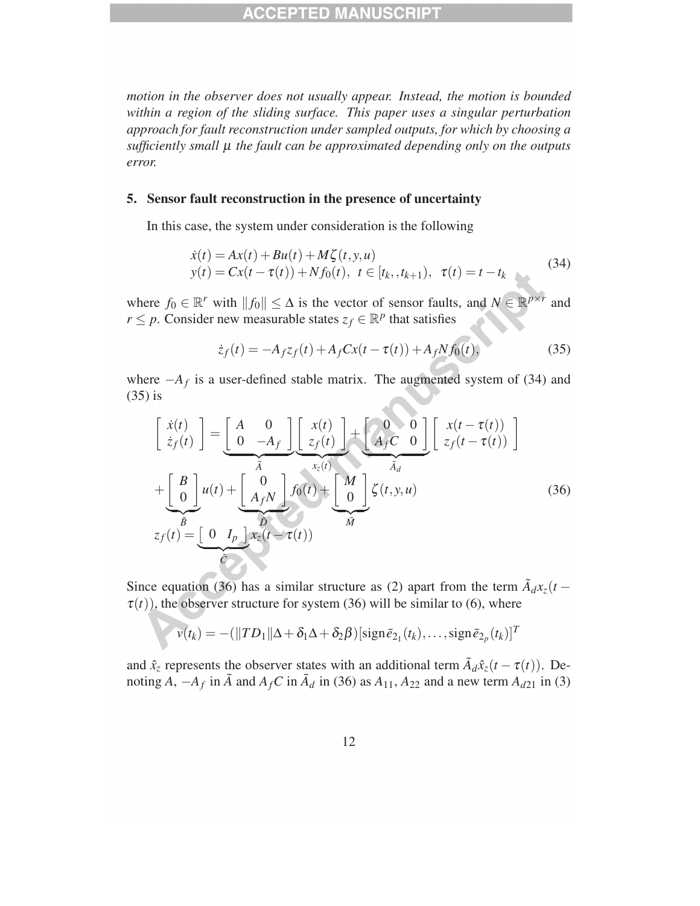*motion in the observer does not usually appear. Instead, the motion is bounded within a region of the sliding surface. This paper uses a singular perturbation approach for fault reconstruction under sampled outputs, for which by choosing a sufficiently small $\mu$ the fault can be approximated depending only on the outputs error.*

## 5. Sensor fault reconstruction in the presence of uncertainty

In this case, the system under consideration is the following

$$
\begin{aligned}
\dot{x}(t) &= Ax(t) + Bu(t) + M\zeta(t,y,u) \\
y(t) &= Cx(t-\tau(t)) + Nf_0(t), \;\; t \in [t_k, , t_{k+1}), \;\; \tau(t) = t - t_k
\end{aligned}
\tag{34}
$$

where $f_0 \in \mathbb{R}^r$ with $\|f_0\| \leq \Delta$ is the vector of sensor faults, and $N \in \mathbb{R}^{p\times r}$ and $r \leq p$. Consider new measurable states $z_f \in \mathbb{R}^p$ that satisfies

$$
\dot{z}_f(t) = -A_f z_f(t) + A_f C x(t-\tau(t)) + A_f N f_0(t), \tag{35}
$$

where $-A_f$ is a user-defined stable matrix. The augmented system of (34) and (35) is

$$
\begin{aligned}
\begin{bmatrix} \dot{x}(t) \\ \dot{z}_f(t) \end{bmatrix} &= \underbrace{\begin{bmatrix} A & 0 \\ 0 & -A_f \end{bmatrix}}_{\tilde{A}} \underbrace{\begin{bmatrix} x(t) \\ z_f(t) \end{bmatrix}}_{x_z(t)} + \underbrace{\begin{bmatrix} 0 & 0 \\ A_f C & 0 \end{bmatrix}}_{\tilde{A}_d} \begin{bmatrix} x(t-\tau(t)) \\ z_f(t-\tau(t)) \end{bmatrix} \\
&+ \underbrace{\begin{bmatrix} B \\ 0 \end{bmatrix}}_{\tilde{B}} u(t) + \underbrace{\begin{bmatrix} 0 \\ A_f N \end{bmatrix}}_{\tilde{D}} f_0(t) + \underbrace{\begin{bmatrix} M \\ 0 \end{bmatrix}}_{\tilde{M}} \zeta(t,y,u) \\
z_f(t) &= \underbrace{\begin{bmatrix} 0 & I_p \end{bmatrix}}_{\tilde{C}} x_z(t-\tau(t))
\end{aligned}
\tag{36}
$$

Since equation (36) has a similar structure as (2) apart from the term $\tilde{A}_d x_z(t-\tau(t))$, the observer structure for system (36) will be similar to (6), where

$$
v(t_k) = -(\|TD_1\|\Delta + \delta_1\Delta + \delta_2\beta)[\text{sign}\,\bar{e}_{2_1}(t_k), \ldots, \text{sign}\,\bar{e}_{2_p}(t_k)]^T
$$

and $\hat{x}_z$ represents the observer states with an additional term $\tilde{A}_d \hat{x}_z(t-\tau(t))$. Denoting $A$, $-A_f$ in $\tilde{A}$ and $A_f C$ in $\tilde{A}_d$ in (36) as $A_{11}$, $A_{22}$ and a new term $A_{d21}$ in (3)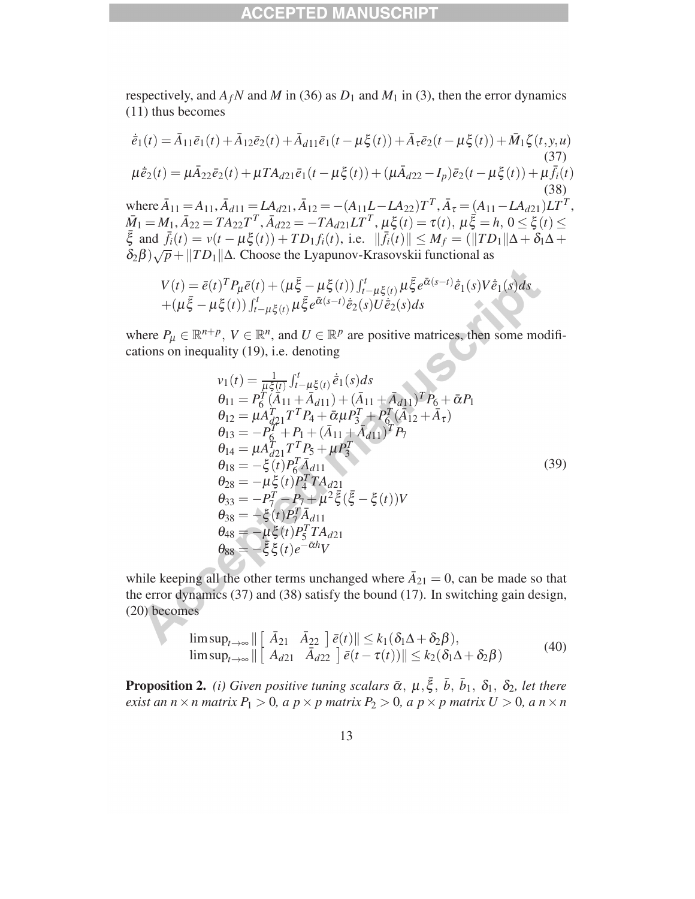respectively, and $A_f N$ and $M$ in (36) as $D_1$ and $M_1$ in (3), then the error dynamics (11) thus becomes

$$\dot{\bar{e}}_1(t) = \bar{A}_{11}\bar{e}_1(t) + \bar{A}_{12}\bar{e}_2(t) + \bar{A}_{d11}\bar{e}_1(t-\mu\xi(t)) + \bar{A}_\tau \bar{e}_2(t-\mu\xi(t)) + \bar{M}_1\zeta(t,y,u) \tag{37}$$

$$\mu\dot{\bar{e}}_2(t) = \mu\bar{A}_{22}\bar{e}_2(t) + \mu T A_{d21}\bar{e}_1(t-\mu\xi(t)) + (\mu\bar{A}_{d22} - I_p)\bar{e}_2(t-\mu\xi(t)) + \mu\bar{f}_i(t) \tag{38}$$

where $\bar{A}_{11} = A_{11}, \bar{A}_{d11} = LA_{d21}, \bar{A}_{12} = -(A_{11}L - LA_{22})T^T, \bar{A}_\tau = (A_{11} - LA_{d21})LT^T$, $\bar{M}_1 = M_1, \bar{A}_{22} = TA_{22}T^T, \bar{A}_{d22} = -TA_{d21}LT^T, \mu\xi(t) = \tau(t),\ \mu\bar{\xi} = h,\ 0 \leq \xi(t) \leq \bar{\xi}$ and $\bar{f}_i(t) = v(t-\mu\xi(t)) + TD_1 f_i(t)$, i.e. $\|\bar{f}_i(t)\| \leq M_f = (\|TD_1\|\Delta + \delta_1\Delta + \delta_2\beta)\sqrt{p} + \|TD_1\|\Delta$. Choose the Lyapunov-Krasovskii functional as

$$\begin{aligned} V(t) &= \bar{e}(t)^T P_\mu \bar{e}(t) + (\mu\bar{\xi} - \mu\xi(t))\int_{t-\mu\xi(t)}^{t} \mu\bar{\xi} e^{\bar{\alpha}(s-t)} \dot{\bar{e}}_1(s) V \dot{\bar{e}}_1(s) ds \\ &+ (\mu\bar{\xi} - \mu\xi(t))\int_{t-\mu\xi(t)}^{t} \mu\bar{\xi} e^{\bar{\alpha}(s-t)} \dot{\bar{e}}_2(s) U \dot{\bar{e}}_2(s) ds \end{aligned}$$

where $P_\mu \in \mathbb{R}^{n+p}$, $V \in \mathbb{R}^n$, and $U \in \mathbb{R}^p$ are positive matrices, then some modifications on inequality (19), i.e. denoting

$$\begin{aligned} v_1(t) &= \frac{1}{\mu\xi(t)}\int_{t-\mu\xi(t)}^{t} \dot{\bar{e}}_1(s) ds \\ \theta_{11} &= P_6^T(\bar{A}_{11} + \bar{A}_{d11}) + (\bar{A}_{11} + \bar{A}_{d11})^T P_6 + \bar{\alpha}P_1 \\ \theta_{12} &= \mu A_{d21}^T T^T P_4 + \bar{\alpha}\mu P_3^T + P_6^T(\bar{A}_{12} + \bar{A}_\tau) \\ \theta_{13} &= -P_6^T + P_1 + (\bar{A}_{11} + \bar{A}_{d11})^T P_7 \\ \theta_{14} &= \mu A_{d21}^T T^T P_5 + \mu P_3^T \\ \theta_{18} &= -\xi(t) P_6^T \bar{A}_{d11} \\ \theta_{28} &= -\mu\xi(t) P_4^T T A_{d21} \\ \theta_{33} &= -P_7^T - P_7 + \mu^2\bar{\xi}(\bar{\xi} - \xi(t))V \\ \theta_{38} &= -\xi(t) P_7^T \bar{A}_{d11} \\ \theta_{48} &= -\mu\xi(t) P_5^T T A_{d21} \\ \theta_{88} &= -\bar{\xi}\xi(t) e^{-\bar{\alpha}h} V \end{aligned} \tag{39}$$

while keeping all the other terms unchanged where $\bar{A}_{21} = 0$, can be made so that the error dynamics (37) and (38) satisfy the bound (17). In switching gain design, (20) becomes

$$\begin{aligned} &\limsup_{t\to\infty} \left\| \begin{bmatrix} \bar{A}_{21} & \bar{A}_{22} \end{bmatrix} \bar{e}(t) \right\| \leq k_1(\delta_1\Delta + \delta_2\beta), \\ &\limsup_{t\to\infty} \left\| \begin{bmatrix} A_{d21} & \bar{A}_{d22} \end{bmatrix} \bar{e}(t-\tau(t)) \right\| \leq k_2(\delta_1\Delta + \delta_2\beta) \end{aligned} \tag{40}$$

**Proposition 2.** *(i) Given positive tuning scalars $\bar{\alpha},\ \mu, \bar{\xi},\ \bar{b},\ \bar{b}_1,\ \delta_1,\ \delta_2$, let there exist an $n \times n$ matrix $P_1 > 0$, a $p \times p$ matrix $P_2 > 0$, a $p \times p$ matrix $U > 0$, a $n \times n$*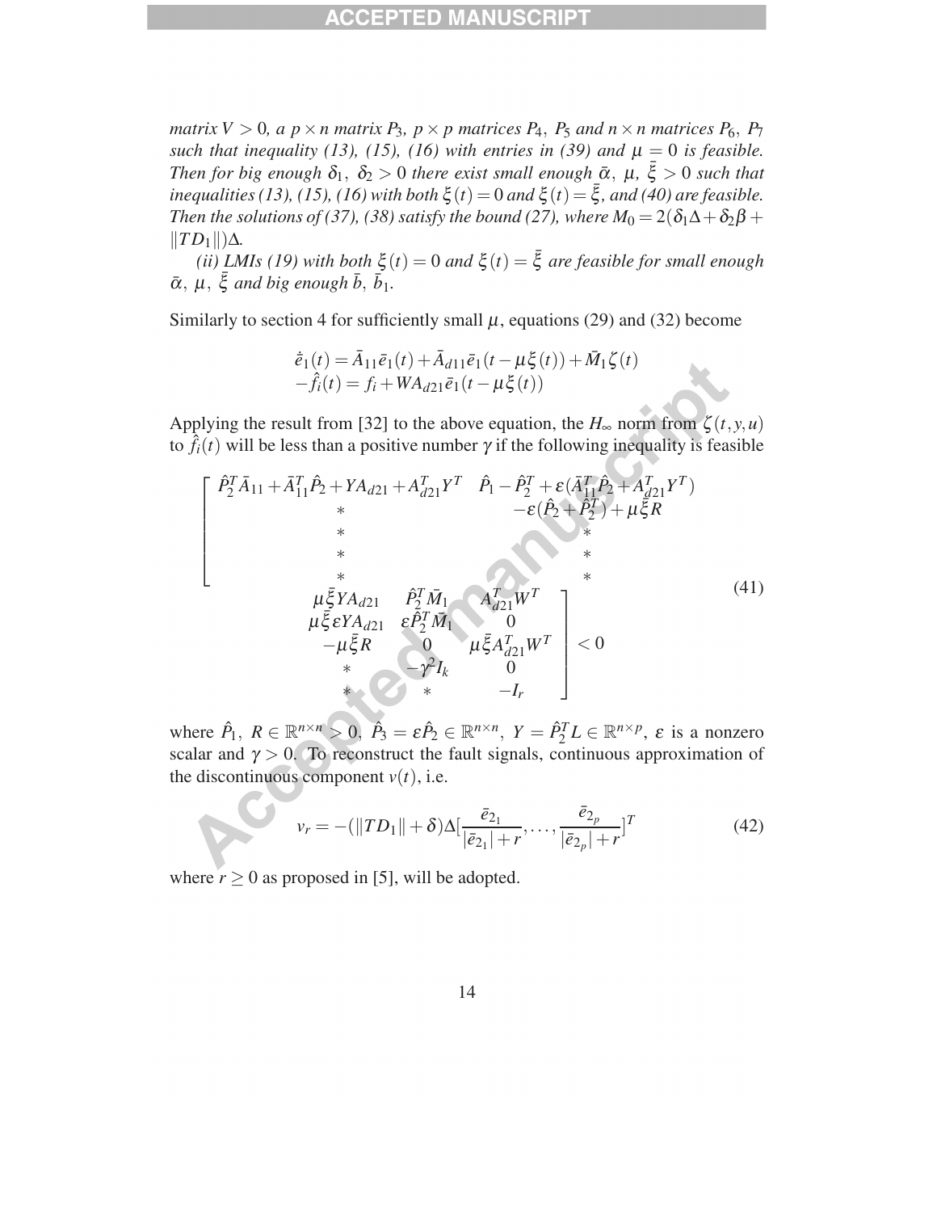*matrix $V > 0$, a $p \times n$ matrix $P_3$, $p \times p$ matrices $P_4$, $P_5$ and $n \times n$ matrices $P_6$, $P_7$ such that inequality (13), (15), (16) with entries in (39) and $\mu = 0$ is feasible. Then for big enough $\delta_1$, $\delta_2 > 0$ there exist small enough $\bar{\alpha}$, $\mu$, $\bar{\xi} > 0$ such that inequalities (13), (15), (16) with both $\xi(t) = 0$ and $\xi(t) = \bar{\xi}$, and (40) are feasible. Then the solutions of (37), (38) satisfy the bound (27), where $M_0 = 2(\delta_1 \Delta + \delta_2 \beta + \|TD_1\|)\Delta$.*

*(ii) LMIs (19) with both $\xi(t) = 0$ and $\xi(t) = \bar{\xi}$ are feasible for small enough $\bar{\alpha}$, $\mu$, $\bar{\xi}$ and big enough $\bar{b}$, $\bar{b}_1$.*

Similarly to section 4 for sufficiently small $\mu$, equations (29) and (32) become

$$
\begin{aligned}
\dot{\bar{e}}_1(t) &= \bar{A}_{11}\bar{e}_1(t) + \bar{A}_{d11}\bar{e}_1(t - \mu\xi(t)) + \bar{M}_1\zeta(t) \\
-\hat{f}_i(t) &= f_i + WA_{d21}\bar{e}_1(t - \mu\xi(t))
\end{aligned}
$$

Applying the result from [32] to the above equation, the $H_\infty$ norm from $\zeta(t, y, u)$ to $\hat{f}_i(t)$ will be less than a positive number $\gamma$ if the following inequality is feasible

$$
\begin{bmatrix}
\hat{P}_2^T \bar{A}_{11} + \bar{A}_{11}^T \hat{P}_2 + YA_{d21} + A_{d21}^T Y^T & \hat{P}_1 - \hat{P}_2^T + \varepsilon(\bar{A}_{11}^T \hat{P}_2 + A_{d21}^T Y^T) & \mu\bar{\xi}YA_{d21} & \hat{P}_2^T \bar{M}_1 & A_{d21}^T W^T \\
* & -\varepsilon(\hat{P}_2 + \hat{P}_2^T) + \mu\bar{\xi}R & \mu\bar{\xi}\varepsilon YA_{d21} & \varepsilon\hat{P}_2^T \bar{M}_1 & 0 \\
* & * & -\mu\bar{\xi}R & 0 & \mu\bar{\xi}A_{d21}^T W^T \\
* & * & * & -\gamma^2 I_k & 0 \\
* & * & * & * & -I_r
\end{bmatrix} < 0 \tag{41}
$$

where $\hat{P}_1$, $R \in \mathbb{R}^{n \times n} > 0$, $\hat{P}_3 = \varepsilon\hat{P}_2 \in \mathbb{R}^{n \times n}$, $Y = \hat{P}_2^T L \in \mathbb{R}^{n \times p}$, $\varepsilon$ is a nonzero scalar and $\gamma > 0$. To reconstruct the fault signals, continuous approximation of the discontinuous component $v(t)$, i.e.

$$
v_r = -(\|TD_1\| + \delta)\Delta\left[\frac{\bar{e}_{2_1}}{|\bar{e}_{2_1}| + r}, \ldots, \frac{\bar{e}_{2_p}}{|\bar{e}_{2_p}| + r}\right]^T \tag{42}
$$

where $r \geq 0$ as proposed in [5], will be adopted.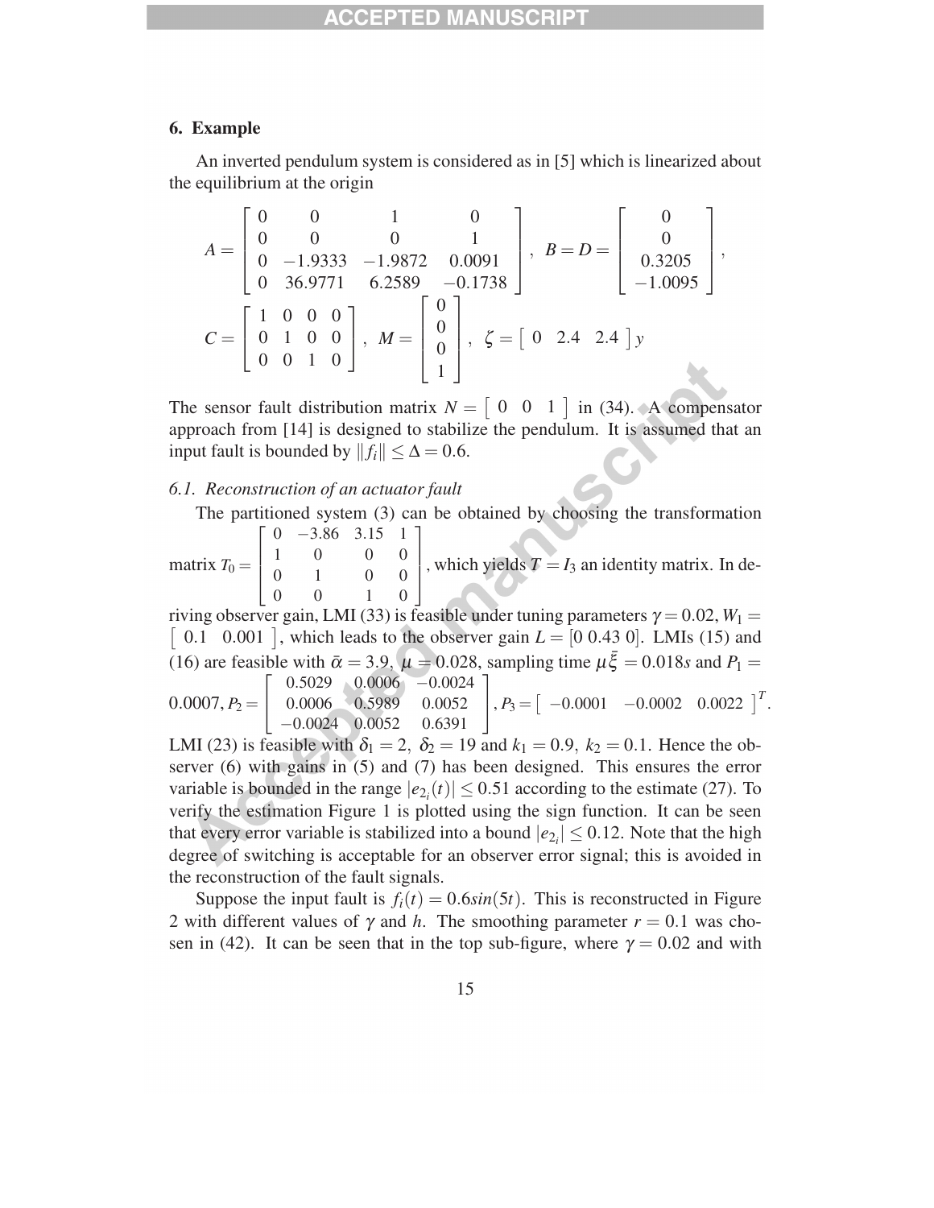## 6. Example

An inverted pendulum system is considered as in [5] which is linearized about the equilibrium at the origin

$$A = \begin{bmatrix} 0 & 0 & 1 & 0 \\ 0 & 0 & 0 & 1 \\ 0 & -1.9333 & -1.9872 & 0.0091 \\ 0 & 36.9771 & 6.2589 & -0.1738 \end{bmatrix}, \quad B = D = \begin{bmatrix} 0 \\ 0 \\ 0.3205 \\ -1.0095 \end{bmatrix},$$

$$C = \begin{bmatrix} 1 & 0 & 0 & 0 \\ 0 & 1 & 0 & 0 \\ 0 & 0 & 1 & 0 \end{bmatrix}, \quad M = \begin{bmatrix} 0 \\ 0 \\ 0 \\ 1 \end{bmatrix}, \quad \zeta = \begin{bmatrix} 0 & 2.4 & 2.4 \end{bmatrix} y$$

The sensor fault distribution matrix $N = \begin{bmatrix} 0 & 0 & 1 \end{bmatrix}$ in (34). A compensator approach from [14] is designed to stabilize the pendulum. It is assumed that an input fault is bounded by $\|f_i\| \leq \Delta = 0.6$.

### 6.1. Reconstruction of an actuator fault

The partitioned system (3) can be obtained by choosing the transformation matrix $T_0 = \begin{bmatrix} 0 & -3.86 & 3.15 & 1 \\ 1 & 0 & 0 & 0 \\ 0 & 1 & 0 & 0 \\ 0 & 0 & 1 & 0 \end{bmatrix}$, which yields $T = I_3$ an identity matrix. In deriving observer gain, LMI (33) is feasible under tuning parameters $\gamma = 0.02$, $W_1 = \begin{bmatrix} 0.1 & 0.001 \end{bmatrix}$, which leads to the observer gain $L = [0 \; 0.43 \; 0]$. LMIs (15) and (16) are feasible with $\bar{\alpha} = 3.9$, $\mu = 0.028$, sampling time $\mu \bar{\xi} = 0.018s$ and $P_1 = 0.0007$, $P_2 = \begin{bmatrix} 0.5029 & 0.0006 & -0.0024 \\ 0.0006 & 0.5989 & 0.0052 \\ -0.0024 & 0.0052 & 0.6391 \end{bmatrix}$, $P_3 = \begin{bmatrix} -0.0001 & -0.0002 & 0.0022 \end{bmatrix}^T$. LMI (23) is feasible with $\delta_1 = 2$, $\delta_2 = 19$ and $k_1 = 0.9$, $k_2 = 0.1$. Hence the observer (6) with gains in (5) and (7) has been designed. This ensures the error variable is bounded in the range $|e_{2_i}(t)| \leq 0.51$ according to the estimate (27). To verify the estimation Figure 1 is plotted using the sign function. It can be seen that every error variable is stabilized into a bound $|e_{2_i}| \leq 0.12$. Note that the high degree of switching is acceptable for an observer error signal; this is avoided in the reconstruction of the fault signals.

Suppose the input fault is $f_i(t) = 0.6sin(5t)$. This is reconstructed in Figure 2 with different values of $\gamma$ and $h$. The smoothing parameter $r = 0.1$ was chosen in (42). It can be seen that in the top sub-figure, where $\gamma = 0.02$ and with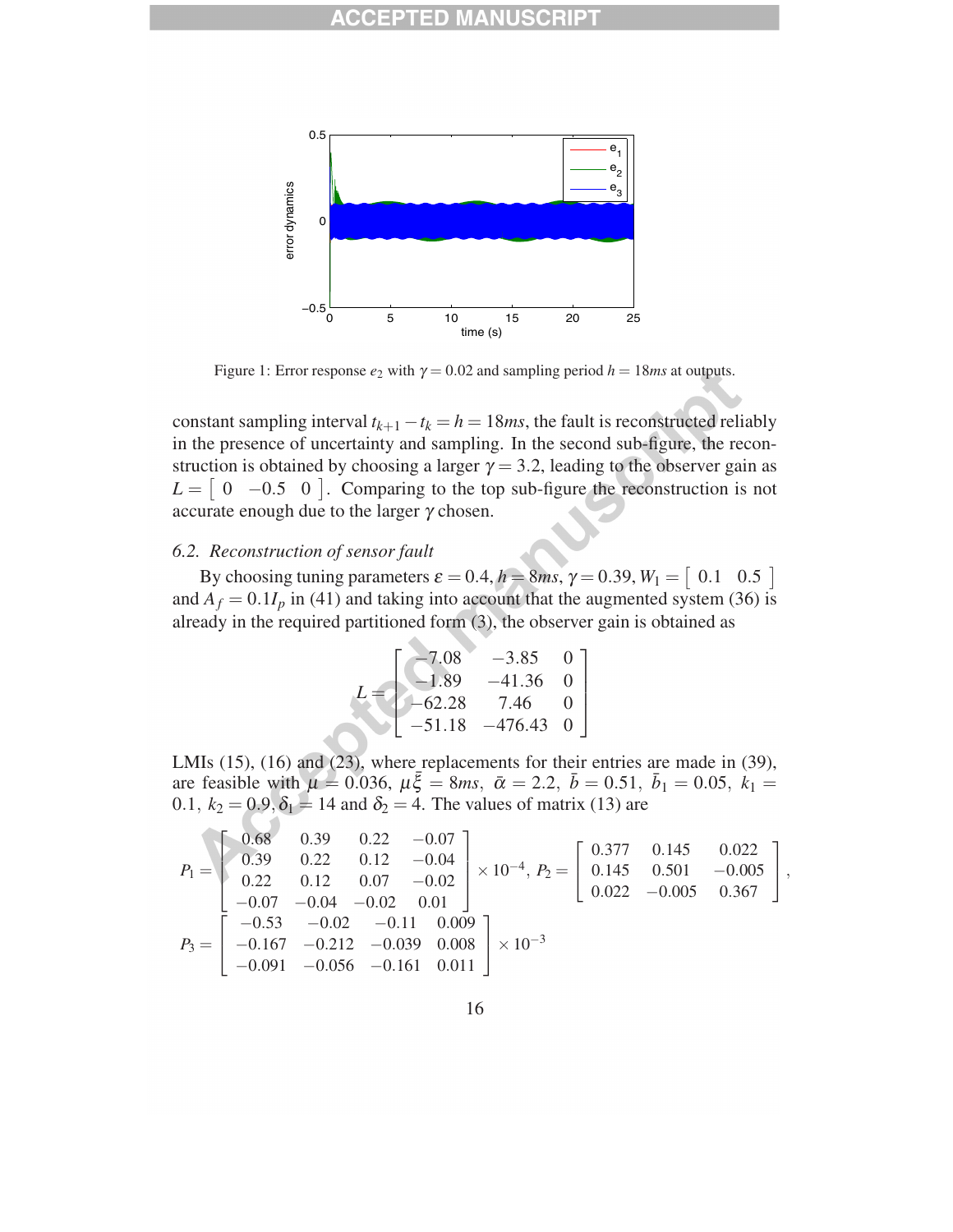Figure 1: Error response $e_2$ with $\gamma = 0.02$ and sampling period $h = 18ms$ at outputs.

constant sampling interval $t_{k+1} - t_k = h = 18ms$, the fault is reconstructed reliably in the presence of uncertainty and sampling. In the second sub-figure, the reconstruction is obtained by choosing a larger $\gamma = 3.2$, leading to the observer gain as $L = \begin{bmatrix} 0 & -0.5 & 0 \end{bmatrix}$. Comparing to the top sub-figure the reconstruction is not accurate enough due to the larger $\gamma$ chosen.

### 6.2. Reconstruction of sensor fault

By choosing tuning parameters $\varepsilon = 0.4$, $h = 8ms$, $\gamma = 0.39$, $W_1 = \begin{bmatrix} 0.1 & 0.5 \end{bmatrix}$ and $A_f = 0.1 I_p$ in (41) and taking into account that the augmented system (36) is already in the required partitioned form (3), the observer gain is obtained as

$$L = \begin{bmatrix} -7.08 & -3.85 & 0 \\ -1.89 & -41.36 & 0 \\ -62.28 & 7.46 & 0 \\ -51.18 & -476.43 & 0 \end{bmatrix}$$

LMIs (15), (16) and (23), where replacements for their entries are made in (39), are feasible with $\mu = 0.036$, $\mu\bar{\xi} = 8ms$, $\bar{\alpha} = 2.2$, $\bar{b} = 0.51$, $\bar{b}_1 = 0.05$, $k_1 = 0.1$, $k_2 = 0.9$, $\delta_1 = 14$ and $\delta_2 = 4$. The values of matrix (13) are

$$P_1 = \begin{bmatrix} 0.68 & 0.39 & 0.22 & -0.07 \\ 0.39 & 0.22 & 0.12 & -0.04 \\ 0.22 & 0.12 & 0.07 & -0.02 \\ -0.07 & -0.04 & -0.02 & 0.01 \end{bmatrix} \times 10^{-4}, \; P_2 = \begin{bmatrix} 0.377 & 0.145 & 0.022 \\ 0.145 & 0.501 & -0.005 \\ 0.022 & -0.005 & 0.367 \end{bmatrix},$$

$$P_3 = \begin{bmatrix} -0.53 & -0.02 & -0.11 & 0.009 \\ -0.167 & -0.212 & -0.039 & 0.008 \\ -0.091 & -0.056 & -0.161 & 0.011 \end{bmatrix} \times 10^{-3}$$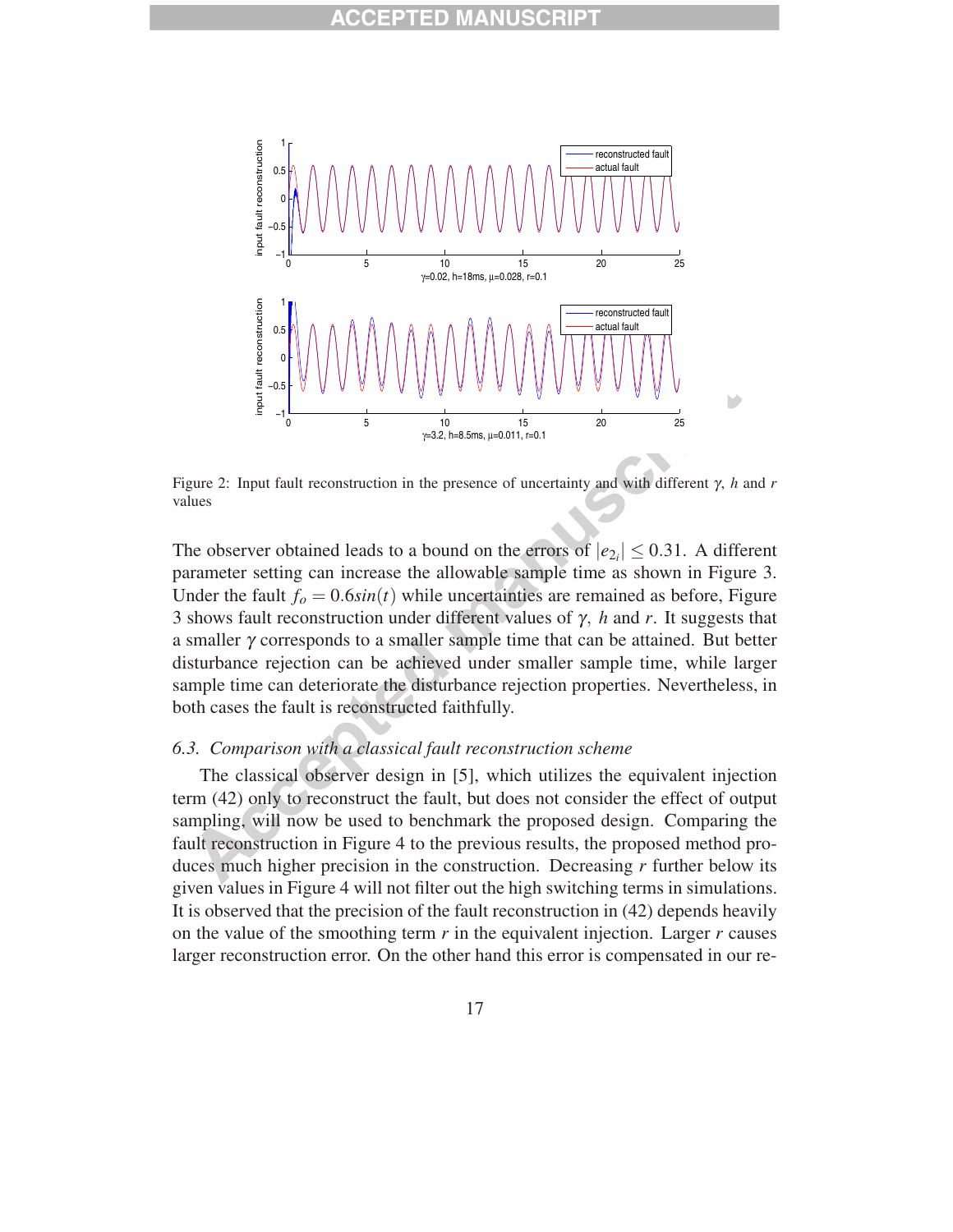Figure 2: Input fault reconstruction in the presence of uncertainty and with different $\gamma$, $h$ and $r$ values

The observer obtained leads to a bound on the errors of $|e_{2_i}| \leq 0.31$. A different parameter setting can increase the allowable sample time as shown in Figure 3. Under the fault $f_o = 0.6sin(t)$ while uncertainties are remained as before, Figure 3 shows fault reconstruction under different values of $\gamma$, $h$ and $r$. It suggests that a smaller $\gamma$ corresponds to a smaller sample time that can be attained. But better disturbance rejection can be achieved under smaller sample time, while larger sample time can deteriorate the disturbance rejection properties. Nevertheless, in both cases the fault is reconstructed faithfully.

### *6.3. Comparison with a classical fault reconstruction scheme*

The classical observer design in [5], which utilizes the equivalent injection term (42) only to reconstruct the fault, but does not consider the effect of output sampling, will now be used to benchmark the proposed design. Comparing the fault reconstruction in Figure 4 to the previous results, the proposed method produces much higher precision in the construction. Decreasing $r$ further below its given values in Figure 4 will not filter out the high switching terms in simulations. It is observed that the precision of the fault reconstruction in (42) depends heavily on the value of the smoothing term $r$ in the equivalent injection. Larger $r$ causes larger reconstruction error. On the other hand this error is compensated in our re-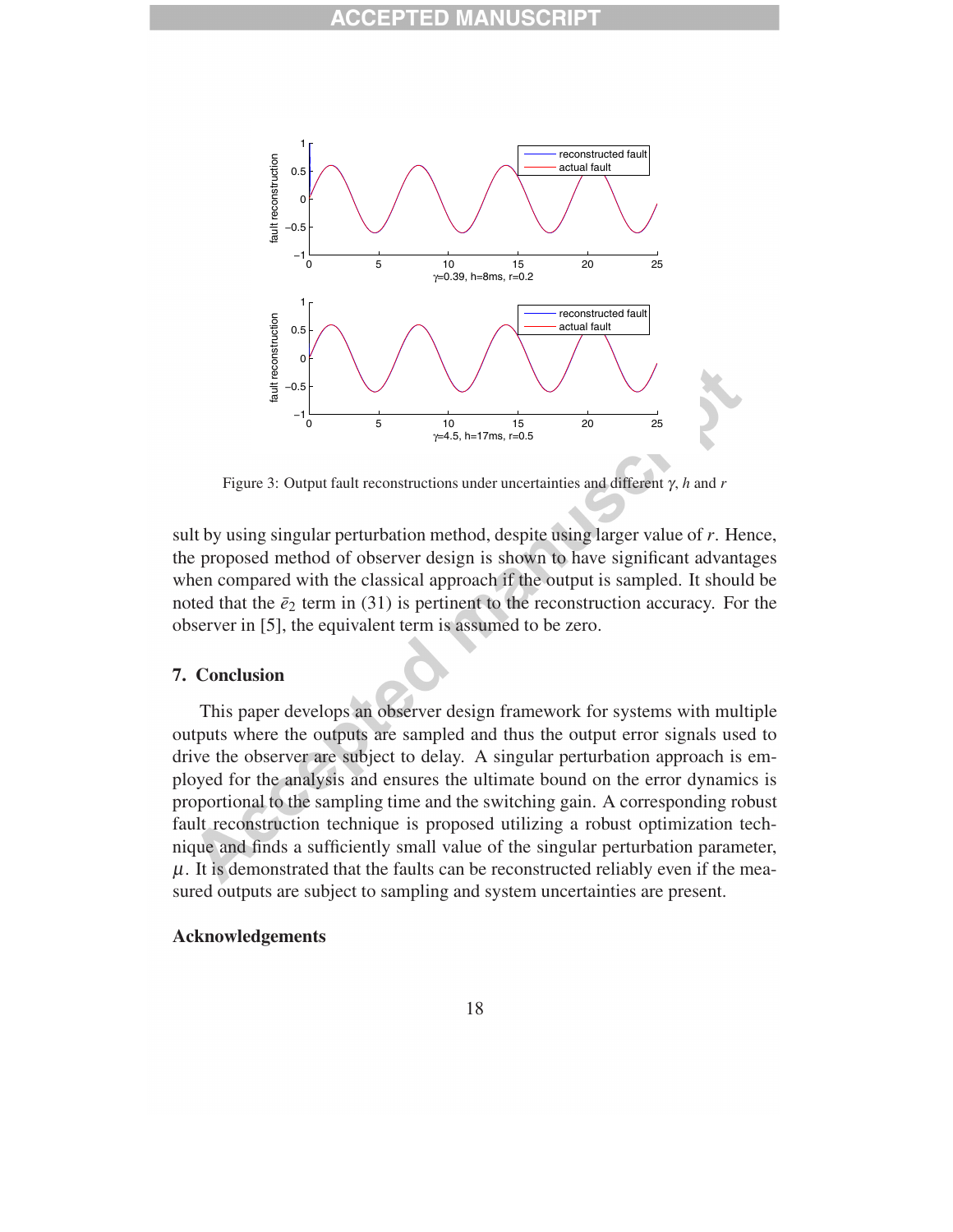Figure 3: Output fault reconstructions under uncertainties and different $\gamma$, $h$ and $r$

sult by using singular perturbation method, despite using larger value of $r$. Hence, the proposed method of observer design is shown to have significant advantages when compared with the classical approach if the output is sampled. It should be noted that the $\bar{e}_2$ term in (31) is pertinent to the reconstruction accuracy. For the observer in [5], the equivalent term is assumed to be zero.

## 7. Conclusion

This paper develops an observer design framework for systems with multiple outputs where the outputs are sampled and thus the output error signals used to drive the observer are subject to delay. A singular perturbation approach is employed for the analysis and ensures the ultimate bound on the error dynamics is proportional to the sampling time and the switching gain. A corresponding robust fault reconstruction technique is proposed utilizing a robust optimization technique and finds a sufficiently small value of the singular perturbation parameter, $\mu$. It is demonstrated that the faults can be reconstructed reliably even if the measured outputs are subject to sampling and system uncertainties are present.

## Acknowledgements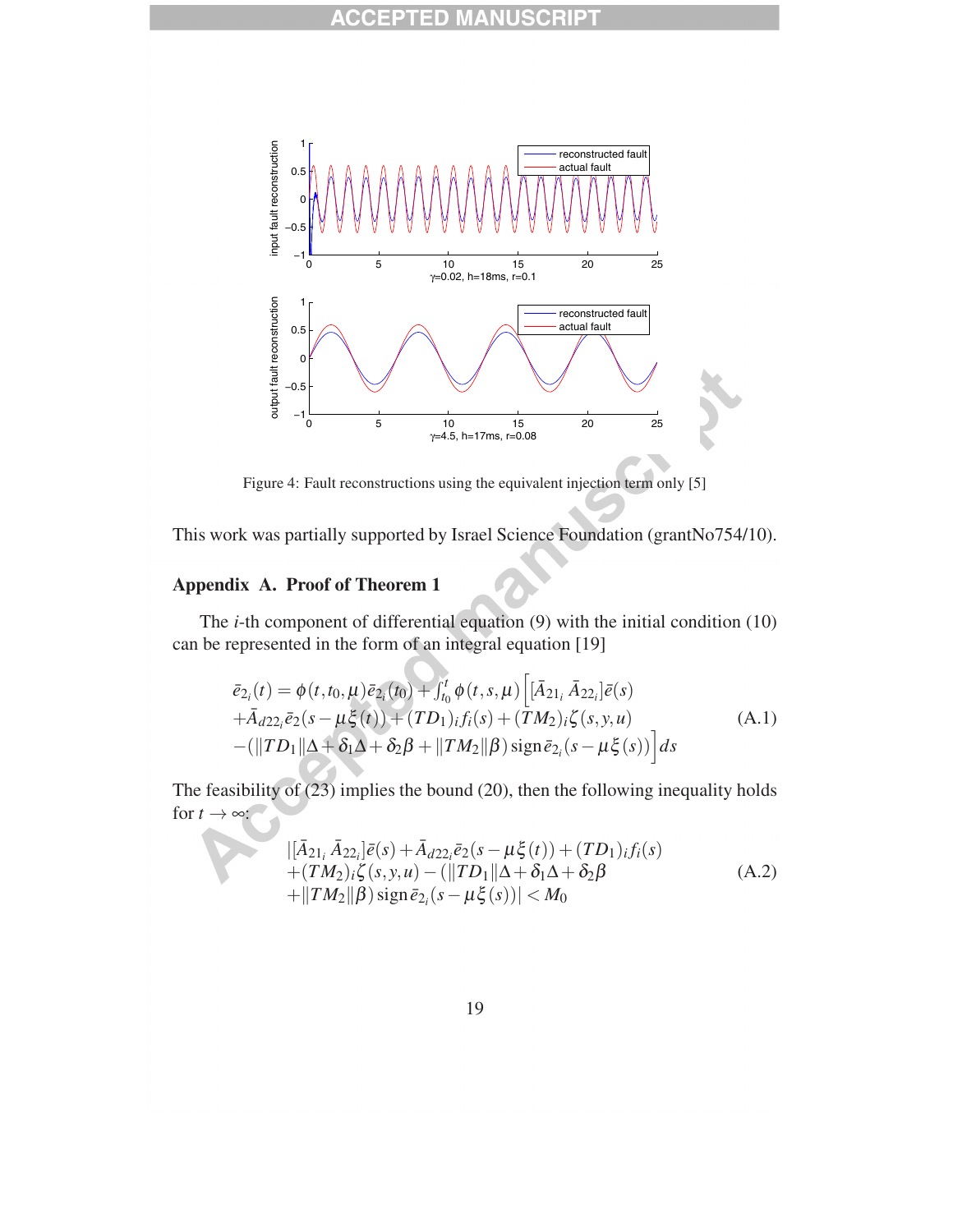Figure 4: Fault reconstructions using the equivalent injection term only [5]

This work was partially supported by Israel Science Foundation (grantNo754/10).

## Appendix A. Proof of Theorem 1

The $i$-th component of differential equation (9) with the initial condition (10) can be represented in the form of an integral equation [19]

$$
\begin{aligned}
&\bar{e}_{2_i}(t) = \phi(t,t_0,\mu)\bar{e}_{2_i}(t_0) + \int_{t_0}^{t} \phi(t,s,\mu)\Big[[\bar{A}_{21_i}\ \bar{A}_{22_i}]\bar{e}(s) \\
&+\bar{A}_{d22_i}\bar{e}_2(s-\mu\xi(t)) + (TD_1)_i f_i(s) + (TM_2)_i\zeta(s,y,u) \\
&-(\|TD_1\|\Delta + \delta_1\Delta + \delta_2\beta + \|TM_2\|\beta)\,\text{sign}\,\bar{e}_{2_i}(s-\mu\xi(s))\Big]ds
\end{aligned} \tag{A.1}
$$

The feasibility of (23) implies the bound (20), then the following inequality holds for $t \to \infty$:

$$
\begin{aligned}
&|[\bar{A}_{21_i}\ \bar{A}_{22_i}]\bar{e}(s) + \bar{A}_{d22_i}\bar{e}_2(s-\mu\xi(t)) + (TD_1)_i f_i(s) \\
&+(TM_2)_i\zeta(s,y,u) - (\|TD_1\|\Delta + \delta_1\Delta + \delta_2\beta \\
&+\|TM_2\|\beta)\,\text{sign}\,\bar{e}_{2_i}(s-\mu\xi(s))| < M_0
\end{aligned} \tag{A.2}
$$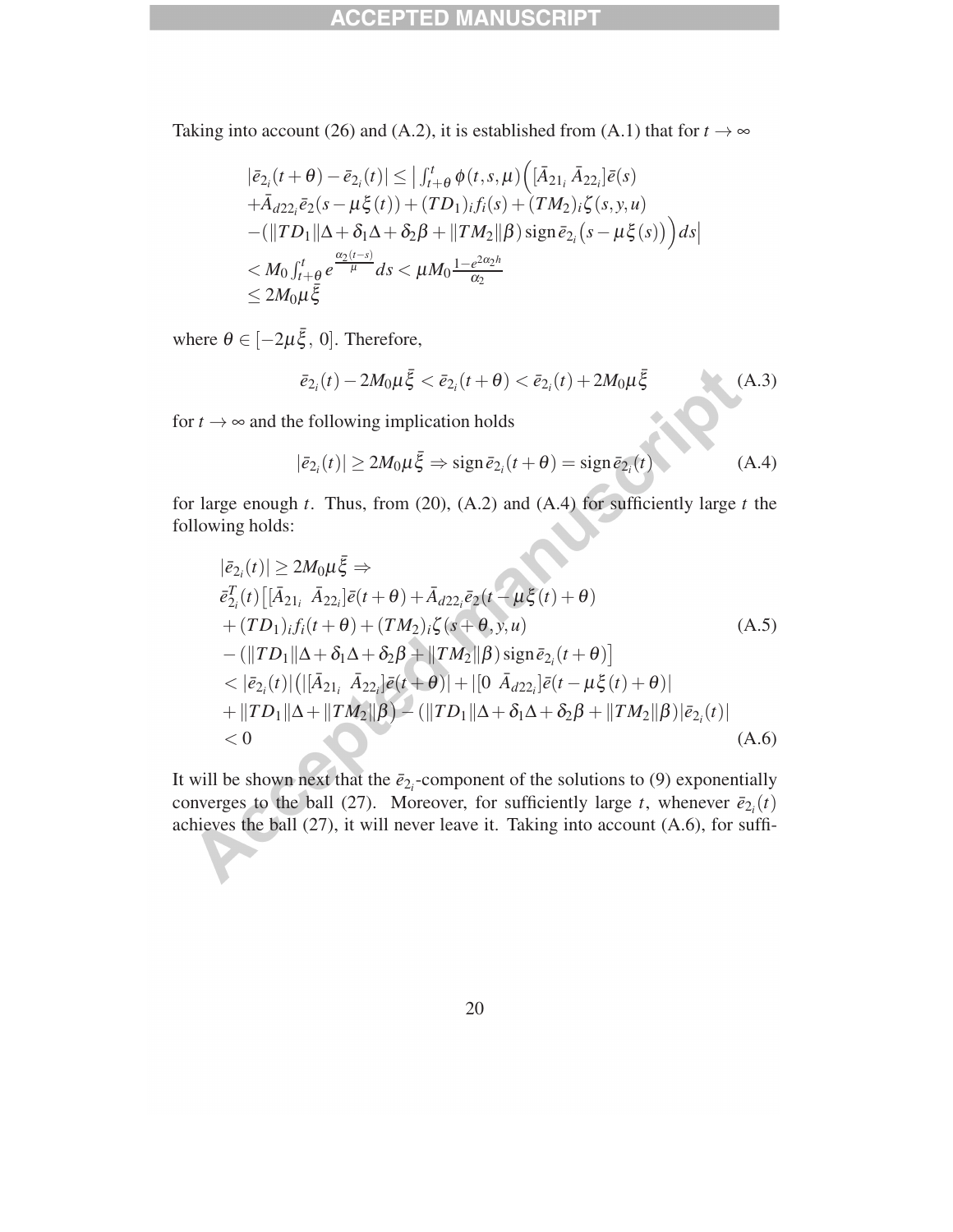Taking into account (26) and (A.2), it is established from (A.1) that for $t \to \infty$

$$
\begin{aligned}
&|\bar{e}_{2_i}(t+\theta) - \bar{e}_{2_i}(t)| \leq \Big| \int_{t+\theta}^{t} \phi(t,s,\mu)\Big([\bar{A}_{21_i}\ \bar{A}_{22_i}]\bar{e}(s) \\
&+\bar{A}_{d22_i}\bar{e}_2(s-\mu\xi(t)) + (TD_1)_i f_i(s) + (TM_2)_i\zeta(s,y,u) \\
&-(\|TD_1\|\Delta + \delta_1\Delta + \delta_2\beta + \|TM_2\|\beta)\operatorname{sign}\bar{e}_{2_i}\big(s-\mu\xi(s)\big)\Big)ds\Big| \\
&< M_0 \int_{t+\theta}^{t} e^{\frac{\alpha_2(t-s)}{\mu}} ds < \mu M_0 \frac{1-e^{2\alpha_2 h}}{\alpha_2} \\
&\leq 2M_0\mu\bar{\xi}
\end{aligned}
$$

where $\theta \in [-2\mu\bar{\xi},\, 0]$. Therefore,

$$
\bar{e}_{2_i}(t) - 2M_0\mu\bar{\xi} < \bar{e}_{2_i}(t+\theta) < \bar{e}_{2_i}(t) + 2M_0\mu\bar{\xi} \tag{A.3}
$$

for $t \to \infty$ and the following implication holds

$$
|\bar{e}_{2_i}(t)| \geq 2M_0\mu\bar{\xi} \Rightarrow \operatorname{sign}\bar{e}_{2_i}(t+\theta) = \operatorname{sign}\bar{e}_{2_i}(t) \tag{A.4}
$$

for large enough $t$. Thus, from (20), (A.2) and (A.4) for sufficiently large $t$ the following holds:

$$
\begin{aligned}
&|\bar{e}_{2_i}(t)| \geq 2M_0\mu\bar{\xi} \Rightarrow \\
&\bar{e}_{2_i}^T(t)\big[[\bar{A}_{21_i}\ \bar{A}_{22_i}]\bar{e}(t+\theta) + \bar{A}_{d22_i}\bar{e}_2(t-\mu\xi(t)+\theta) \\
&+(TD_1)_i f_i(t+\theta) + (TM_2)_i\zeta(s+\theta,y,u) \qquad\qquad (A.5)\\
&-(\|TD_1\|\Delta + \delta_1\Delta + \delta_2\beta + \|TM_2\|\beta)\operatorname{sign}\bar{e}_{2_i}(t+\theta)\big] \\
&< |\bar{e}_{2_i}(t)|\big(|[\bar{A}_{21_i}\ \bar{A}_{22_i}]\bar{e}(t+\theta)| + |[0\ \bar{A}_{d22_i}]\bar{e}(t-\mu\xi(t)+\theta)| \\
&+\|TD_1\|\Delta + \|TM_2\|\beta\big) - (\|TD_1\|\Delta + \delta_1\Delta + \delta_2\beta + \|TM_2\|\beta)|\bar{e}_{2_i}(t)| \\
&< 0 \qquad\qquad (A.6)
\end{aligned}
$$

It will be shown next that the $\bar{e}_{2_i}$-component of the solutions to (9) exponentially converges to the ball (27). Moreover, for sufficiently large $t$, whenever $\bar{e}_{2_i}(t)$ achieves the ball (27), it will never leave it. Taking into account (A.6), for suffi-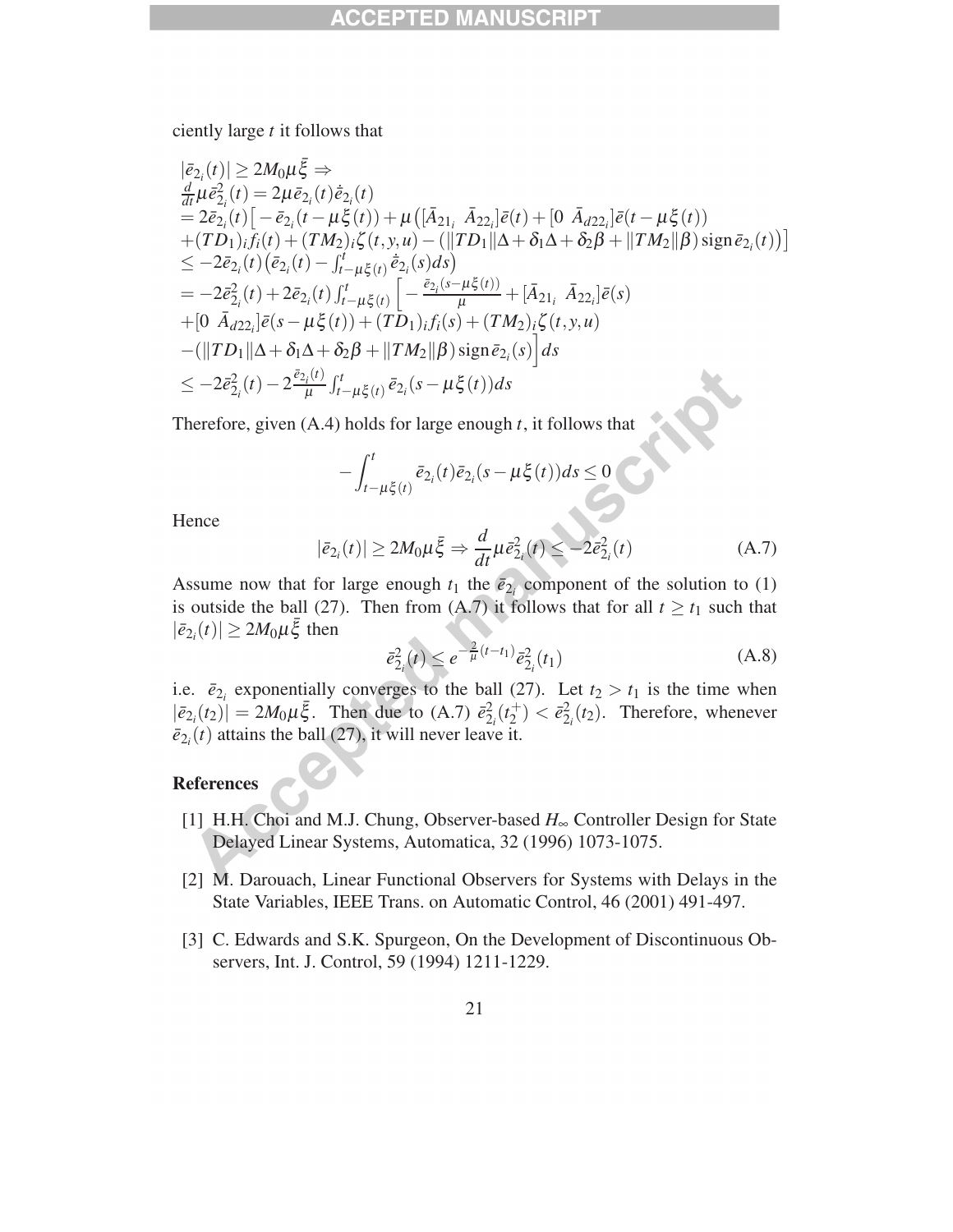ciently large $t$ it follows that

$$
\begin{aligned}
&|\bar{e}_{2_i}(t)| \geq 2M_0\mu\bar{\xi} \Rightarrow \\
&\tfrac{d}{dt}\mu\bar{e}_{2_i}^2(t) = 2\mu\bar{e}_{2_i}(t)\dot{\bar{e}}_{2_i}(t) \\
&= 2\bar{e}_{2_i}(t)\big[-\bar{e}_{2_i}(t-\mu\xi(t)) + \mu\big([\bar{A}_{21_i} \;\; \bar{A}_{22_i}]\bar{e}(t) + [0 \;\; \bar{A}_{d22_i}]\bar{e}(t-\mu\xi(t)) \\
&+(TD_1)_i f_i(t) + (TM_2)_i\zeta(t,y,u) - (\|TD_1\|\Delta + \delta_1\Delta + \delta_2\beta + \|TM_2\|\beta)\,\mathrm{sign}\,\bar{e}_{2_i}(t)\big)\big] \\
&\leq -2\bar{e}_{2_i}(t)\big(\bar{e}_{2_i}(t) - \textstyle\int_{t-\mu\xi(t)}^{t}\dot{\bar{e}}_{2_i}(s)ds\big) \\
&= -2\bar{e}_{2_i}^2(t) + 2\bar{e}_{2_i}(t)\textstyle\int_{t-\mu\xi(t)}^{t}\Big[-\frac{\bar{e}_{2_i}(s-\mu\xi(t))}{\mu} + [\bar{A}_{21_i} \;\; \bar{A}_{22_i}]\bar{e}(s) \\
&+[0 \;\; \bar{A}_{d22_i}]\bar{e}(s-\mu\xi(t)) + (TD_1)_i f_i(s) + (TM_2)_i\zeta(t,y,u) \\
&-(\|TD_1\|\Delta + \delta_1\Delta + \delta_2\beta + \|TM_2\|\beta)\,\mathrm{sign}\,\bar{e}_{2_i}(s)\Big]ds \\
&\leq -2\bar{e}_{2_i}^2(t) - 2\frac{\bar{e}_{2_i}(t)}{\mu}\textstyle\int_{t-\mu\xi(t)}^{t}\bar{e}_{2_i}(s-\mu\xi(t))ds
\end{aligned}
$$

Therefore, given (A.4) holds for large enough $t$, it follows that

$$
-\int_{t-\mu\xi(t)}^{t}\bar{e}_{2_i}(t)\bar{e}_{2_i}(s-\mu\xi(t))ds \leq 0
$$

Hence

$$
|\bar{e}_{2_i}(t)| \geq 2M_0\mu\bar{\xi} \Rightarrow \frac{d}{dt}\mu\bar{e}_{2_i}^2(t) \leq -2\bar{e}_{2_i}^2(t) \tag{A.7}
$$

Assume now that for large enough $t_1$ the $\bar{e}_{2_i}$ component of the solution to (1) is outside the ball (27). Then from (A.7) it follows that for all $t \geq t_1$ such that $|\bar{e}_{2_i}(t)| \geq 2M_0\mu\bar{\xi}$ then

$$
\bar{e}_{2_i}^2(t) \leq e^{-\frac{2}{\mu}(t-t_1)}\bar{e}_{2_i}^2(t_1) \tag{A.8}
$$

i.e. $\bar{e}_{2_i}$ exponentially converges to the ball (27). Let $t_2 > t_1$ is the time when $|\bar{e}_{2_i}(t_2)| = 2M_0\mu\bar{\xi}$. Then due to (A.7) $\bar{e}_{2_i}^2(t_2^+) < \bar{e}_{2_i}^2(t_2)$. Therefore, whenever $\bar{e}_{2_i}(t)$ attains the ball (27), it will never leave it.

## References

[1] H.H. Choi and M.J. Chung, Observer-based $H_\infty$ Controller Design for State Delayed Linear Systems, Automatica, 32 (1996) 1073-1075.

[2] M. Darouach, Linear Functional Observers for Systems with Delays in the State Variables, IEEE Trans. on Automatic Control, 46 (2001) 491-497.

[3] C. Edwards and S.K. Spurgeon, On the Development of Discontinuous Observers, Int. J. Control, 59 (1994) 1211-1229.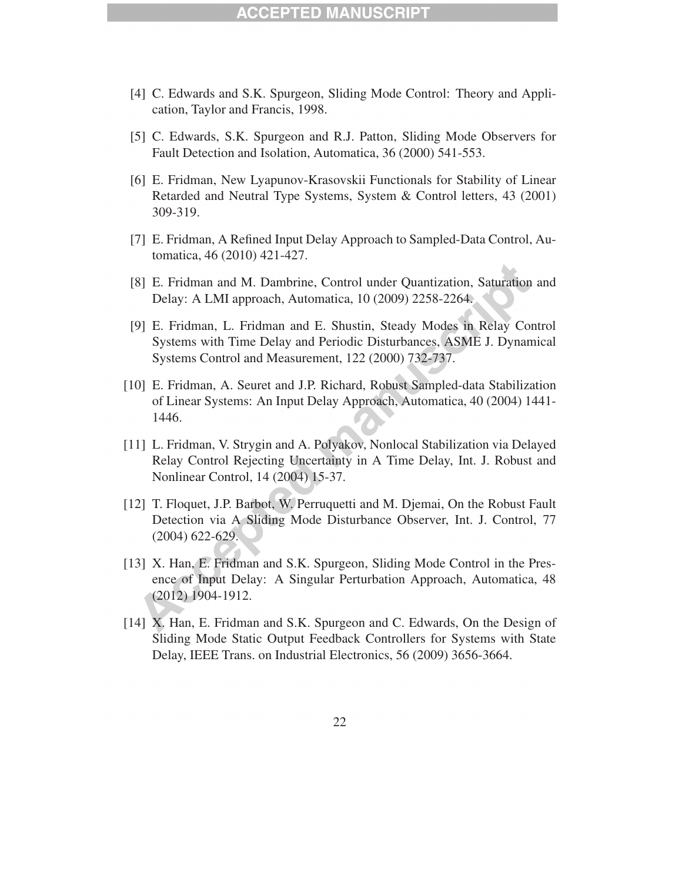[4] C. Edwards and S.K. Spurgeon, Sliding Mode Control: Theory and Application, Taylor and Francis, 1998.

[5] C. Edwards, S.K. Spurgeon and R.J. Patton, Sliding Mode Observers for Fault Detection and Isolation, Automatica, 36 (2000) 541-553.

[6] E. Fridman, New Lyapunov-Krasovskii Functionals for Stability of Linear Retarded and Neutral Type Systems, System & Control letters, 43 (2001) 309-319.

[7] E. Fridman, A Refined Input Delay Approach to Sampled-Data Control, Automatica, 46 (2010) 421-427.

[8] E. Fridman and M. Dambrine, Control under Quantization, Saturation and Delay: A LMI approach, Automatica, 10 (2009) 2258-2264.

[9] E. Fridman, L. Fridman and E. Shustin, Steady Modes in Relay Control Systems with Time Delay and Periodic Disturbances, ASME J. Dynamical Systems Control and Measurement, 122 (2000) 732-737.

[10] E. Fridman, A. Seuret and J.P. Richard, Robust Sampled-data Stabilization of Linear Systems: An Input Delay Approach, Automatica, 40 (2004) 1441-1446.

[11] L. Fridman, V. Strygin and A. Polyakov, Nonlocal Stabilization via Delayed Relay Control Rejecting Uncertainty in A Time Delay, Int. J. Robust and Nonlinear Control, 14 (2004) 15-37.

[12] T. Floquet, J.P. Barbot, W. Perruquetti and M. Djemai, On the Robust Fault Detection via A Sliding Mode Disturbance Observer, Int. J. Control, 77 (2004) 622-629.

[13] X. Han, E. Fridman and S.K. Spurgeon, Sliding Mode Control in the Presence of Input Delay: A Singular Perturbation Approach, Automatica, 48 (2012) 1904-1912.

[14] X. Han, E. Fridman and S.K. Spurgeon and C. Edwards, On the Design of Sliding Mode Static Output Feedback Controllers for Systems with State Delay, IEEE Trans. on Industrial Electronics, 56 (2009) 3656-3664.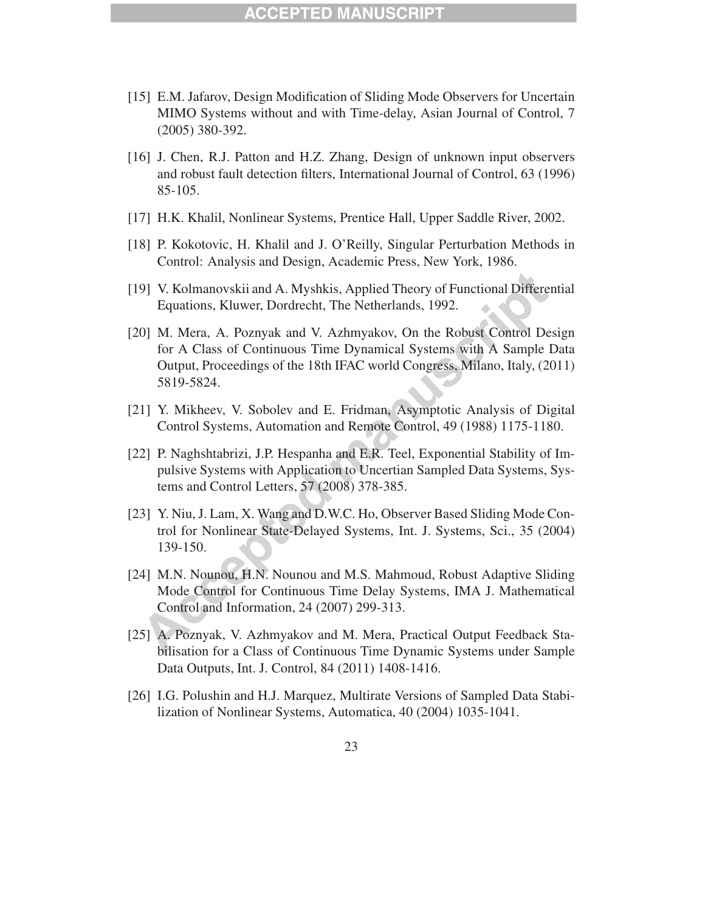[15] E.M. Jafarov, Design Modification of Sliding Mode Observers for Uncertain MIMO Systems without and with Time-delay, Asian Journal of Control, 7 (2005) 380-392.

[16] J. Chen, R.J. Patton and H.Z. Zhang, Design of unknown input observers and robust fault detection filters, International Journal of Control, 63 (1996) 85-105.

[17] H.K. Khalil, Nonlinear Systems, Prentice Hall, Upper Saddle River, 2002.

[18] P. Kokotovic, H. Khalil and J. O'Reilly, Singular Perturbation Methods in Control: Analysis and Design, Academic Press, New York, 1986.

[19] V. Kolmanovskii and A. Myshkis, Applied Theory of Functional Differential Equations, Kluwer, Dordrecht, The Netherlands, 1992.

[20] M. Mera, A. Poznyak and V. Azhmyakov, On the Robust Control Design for A Class of Continuous Time Dynamical Systems with A Sample Data Output, Proceedings of the 18th IFAC world Congress, Milano, Italy, (2011) 5819-5824.

[21] Y. Mikheev, V. Sobolev and E. Fridman, Asymptotic Analysis of Digital Control Systems, Automation and Remote Control, 49 (1988) 1175-1180.

[22] P. Naghshtabrizi, J.P. Hespanha and E.R. Teel, Exponential Stability of Impulsive Systems with Application to Uncertian Sampled Data Systems, Systems and Control Letters, 57 (2008) 378-385.

[23] Y. Niu, J. Lam, X. Wang and D.W.C. Ho, Observer Based Sliding Mode Control for Nonlinear State-Delayed Systems, Int. J. Systems, Sci., 35 (2004) 139-150.

[24] M.N. Nounou, H.N. Nounou and M.S. Mahmoud, Robust Adaptive Sliding Mode Control for Continuous Time Delay Systems, IMA J. Mathematical Control and Information, 24 (2007) 299-313.

[25] A. Poznyak, V. Azhmyakov and M. Mera, Practical Output Feedback Stabilisation for a Class of Continuous Time Dynamic Systems under Sample Data Outputs, Int. J. Control, 84 (2011) 1408-1416.

[26] I.G. Polushin and H.J. Marquez, Multirate Versions of Sampled Data Stabilization of Nonlinear Systems, Automatica, 40 (2004) 1035-1041.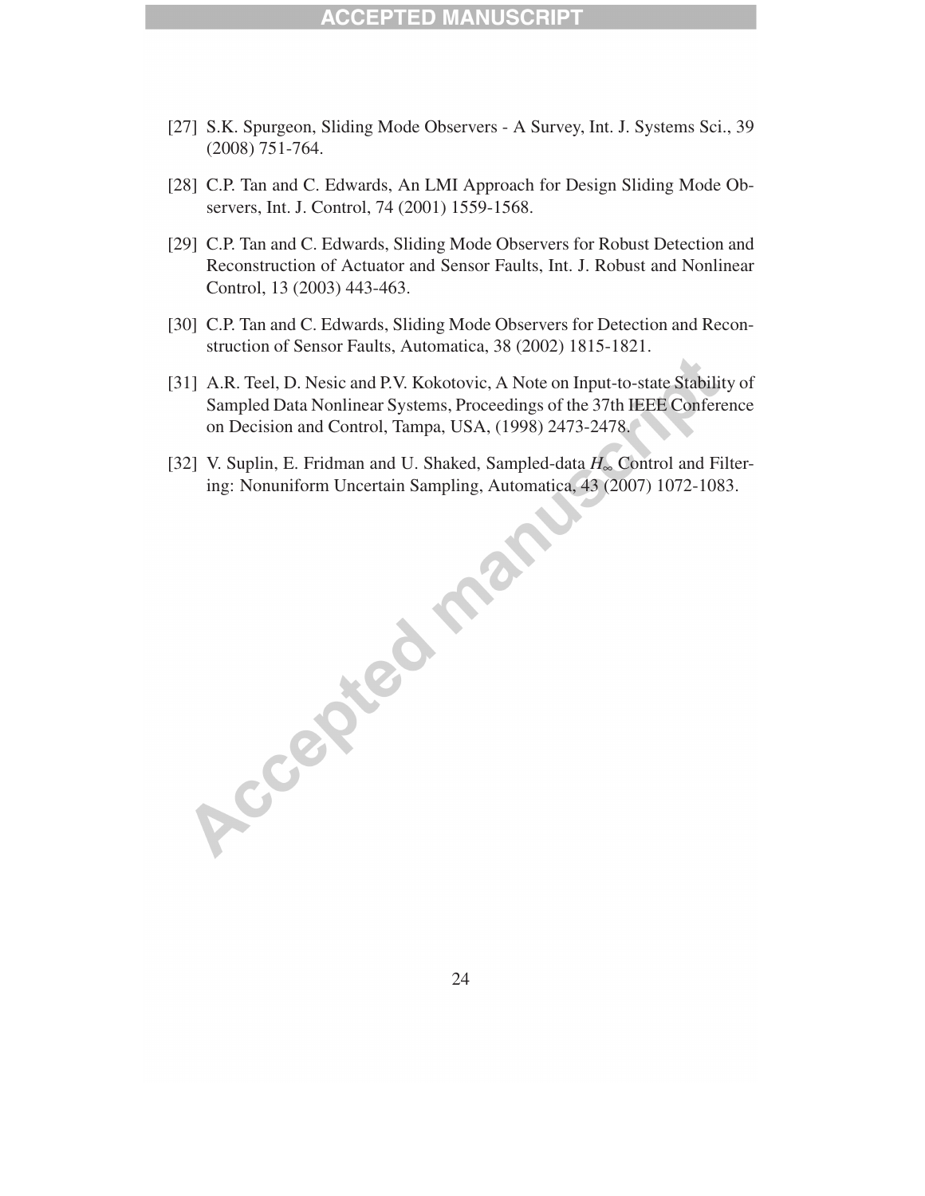[27] S.K. Spurgeon, Sliding Mode Observers - A Survey, Int. J. Systems Sci., 39 (2008) 751-764.

[28] C.P. Tan and C. Edwards, An LMI Approach for Design Sliding Mode Observers, Int. J. Control, 74 (2001) 1559-1568.

[29] C.P. Tan and C. Edwards, Sliding Mode Observers for Robust Detection and Reconstruction of Actuator and Sensor Faults, Int. J. Robust and Nonlinear Control, 13 (2003) 443-463.

[30] C.P. Tan and C. Edwards, Sliding Mode Observers for Detection and Reconstruction of Sensor Faults, Automatica, 38 (2002) 1815-1821.

[31] A.R. Teel, D. Nesic and P.V. Kokotovic, A Note on Input-to-state Stability of Sampled Data Nonlinear Systems, Proceedings of the 37th IEEE Conference on Decision and Control, Tampa, USA, (1998) 2473-2478.

[32] V. Suplin, E. Fridman and U. Shaked, Sampled-data $H_\infty$ Control and Filtering: Nonuniform Uncertain Sampling, Automatica, 43 (2007) 1072-1083.